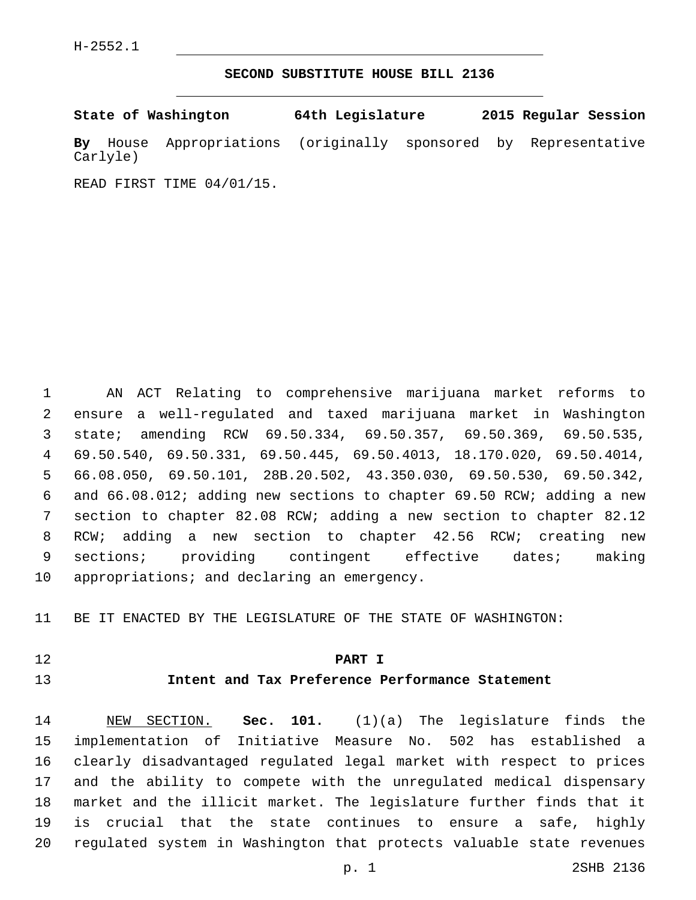H-2552.1

## SECOND SUBSTITUTE HOUSE BILL 2136

**State of Washington 64th Legislature 2015 Regular Session**

**By** House Appropriations (originally sponsored by Representative Carlyle)

READ FIRST TIME 04/01/15.

AN ACT Relating to comprehensive marijuana market reforms to ensure a well-regulated and taxed marijuana market in Washington state; amending RCW 69.50.334, 69.50.357, 69.50.369, 69.50.535, 69.50.540, 69.50.331, 69.50.445, 69.50.4013, 18.170.020, 69.50.4014, 66.08.050, 69.50.101, 28B.20.502, 43.350.030, 69.50.530, 69.50.342, and 66.08.012; adding new sections to chapter 69.50 RCW; adding a new section to chapter 82.08 RCW; adding a new section to chapter 82.12 RCW; adding a new section to chapter 42.56 RCW; creating new sections; providing contingent effective dates; making appropriations; and declaring an emergency.

BE IT ENACTED BY THE LEGISLATURE OF THE STATE OF WASHINGTON:

### PART I
### Intent and Tax Preference Performance Statement

NEW SECTION. **Sec. 101.** (1)(a) The legislature finds the implementation of Initiative Measure No. 502 has established a clearly disadvantaged regulated legal market with respect to prices and the ability to compete with the unregulated medical dispensary market and the illicit market. The legislature further finds that it is crucial that the state continues to ensure a safe, highly regulated system in Washington that protects valuable state revenues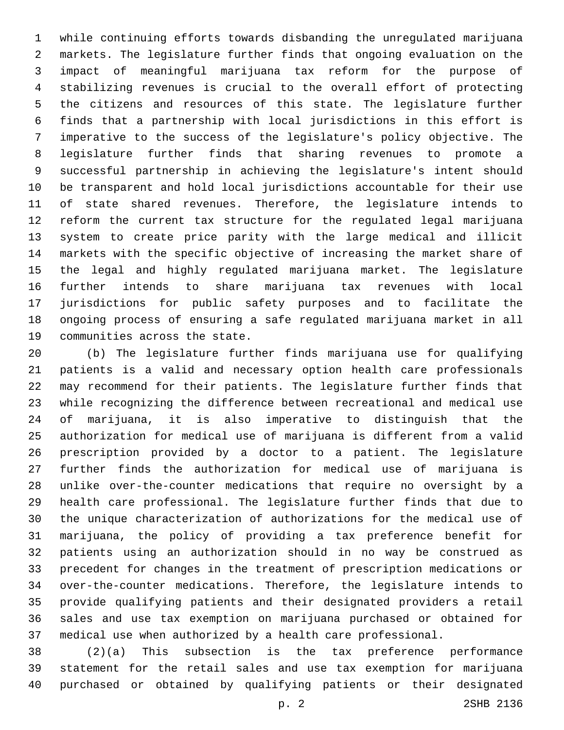while continuing efforts towards disbanding the unregulated marijuana markets. The legislature further finds that ongoing evaluation on the impact of meaningful marijuana tax reform for the purpose of stabilizing revenues is crucial to the overall effort of protecting the citizens and resources of this state. The legislature further finds that a partnership with local jurisdictions in this effort is imperative to the success of the legislature's policy objective. The legislature further finds that sharing revenues to promote a successful partnership in achieving the legislature's intent should be transparent and hold local jurisdictions accountable for their use of state shared revenues. Therefore, the legislature intends to reform the current tax structure for the regulated legal marijuana system to create price parity with the large medical and illicit markets with the specific objective of increasing the market share of the legal and highly regulated marijuana market. The legislature further intends to share marijuana tax revenues with local jurisdictions for public safety purposes and to facilitate the ongoing process of ensuring a safe regulated marijuana market in all communities across the state.

(b) The legislature further finds marijuana use for qualifying patients is a valid and necessary option health care professionals may recommend for their patients. The legislature further finds that while recognizing the difference between recreational and medical use of marijuana, it is also imperative to distinguish that the authorization for medical use of marijuana is different from a valid prescription provided by a doctor to a patient. The legislature further finds the authorization for medical use of marijuana is unlike over-the-counter medications that require no oversight by a health care professional. The legislature further finds that due to the unique characterization of authorizations for the medical use of marijuana, the policy of providing a tax preference benefit for patients using an authorization should in no way be construed as precedent for changes in the treatment of prescription medications or over-the-counter medications. Therefore, the legislature intends to provide qualifying patients and their designated providers a retail sales and use tax exemption on marijuana purchased or obtained for medical use when authorized by a health care professional.

(2)(a) This subsection is the tax preference performance statement for the retail sales and use tax exemption for marijuana purchased or obtained by qualifying patients or their designated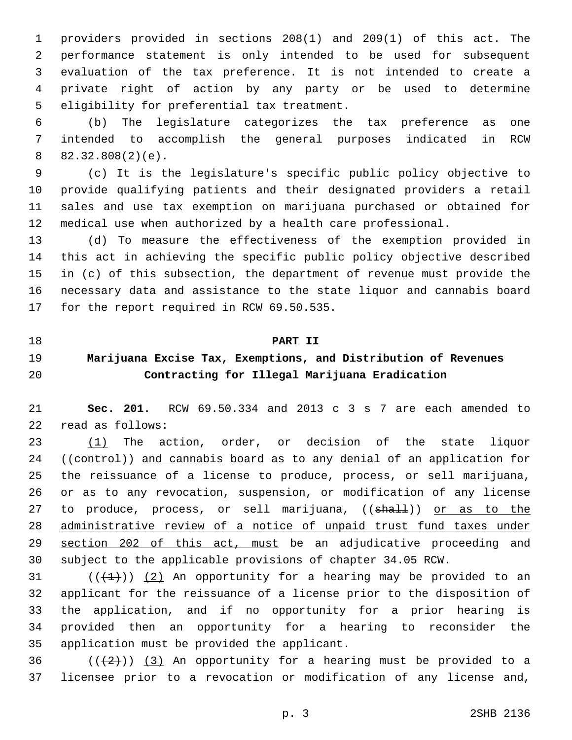providers provided in sections 208(1) and 209(1) of this act. The performance statement is only intended to be used for subsequent evaluation of the tax preference. It is not intended to create a private right of action by any party or be used to determine eligibility for preferential tax treatment.

(b) The legislature categorizes the tax preference as one intended to accomplish the general purposes indicated in RCW 82.32.808(2)(e).

(c) It is the legislature's specific public policy objective to provide qualifying patients and their designated providers a retail sales and use tax exemption on marijuana purchased or obtained for medical use when authorized by a health care professional.

(d) To measure the effectiveness of the exemption provided in this act in achieving the specific public policy objective described in (c) of this subsection, the department of revenue must provide the necessary data and assistance to the state liquor and cannabis board for the report required in RCW 69.50.535.

## PART II
## Marijuana Excise Tax, Exemptions, and Distribution of Revenues Contracting for Illegal Marijuana Eradication

**Sec. 201.** RCW 69.50.334 and 2013 c 3 s 7 are each amended to read as follows:

(1) The action, order, or decision of the state liquor ((~~control~~)) and cannabis board as to any denial of an application for the reissuance of a license to produce, process, or sell marijuana, or as to any revocation, suspension, or modification of any license to produce, process, or sell marijuana, ((~~shall~~)) or as to the administrative review of a notice of unpaid trust fund taxes under section 202 of this act, must be an adjudicative proceeding and subject to the applicable provisions of chapter 34.05 RCW.

((~~(1)~~)) (2) An opportunity for a hearing may be provided to an applicant for the reissuance of a license prior to the disposition of the application, and if no opportunity for a prior hearing is provided then an opportunity for a hearing to reconsider the application must be provided the applicant.

((~~(2)~~)) (3) An opportunity for a hearing must be provided to a licensee prior to a revocation or modification of any license and,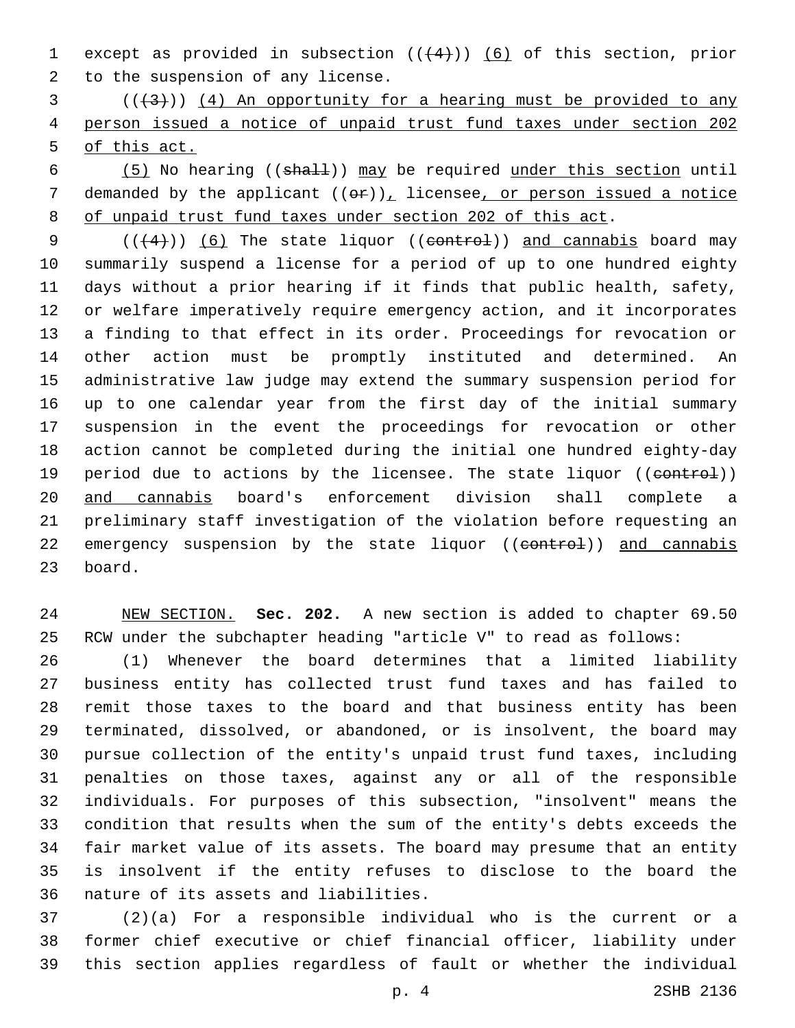except as provided in subsection ((~~(4)~~)) (6) of this section, prior to the suspension of any license.

((~~(3)~~)) (4) An opportunity for a hearing must be provided to any person issued a notice of unpaid trust fund taxes under section 202 of this act.

(5) No hearing ((~~shall~~)) may be required under this section until demanded by the applicant ((~~or~~)), licensee, or person issued a notice of unpaid trust fund taxes under section 202 of this act.

((~~(4)~~)) (6) The state liquor ((~~control~~)) and cannabis board may summarily suspend a license for a period of up to one hundred eighty days without a prior hearing if it finds that public health, safety, or welfare imperatively require emergency action, and it incorporates a finding to that effect in its order. Proceedings for revocation or other action must be promptly instituted and determined. An administrative law judge may extend the summary suspension period for up to one calendar year from the first day of the initial summary suspension in the event the proceedings for revocation or other action cannot be completed during the initial one hundred eighty-day period due to actions by the licensee. The state liquor ((~~control~~)) and cannabis board's enforcement division shall complete a preliminary staff investigation of the violation before requesting an emergency suspension by the state liquor ((~~control~~)) and cannabis board.

NEW SECTION. **Sec. 202.** A new section is added to chapter 69.50 RCW under the subchapter heading "article V" to read as follows:

(1) Whenever the board determines that a limited liability business entity has collected trust fund taxes and has failed to remit those taxes to the board and that business entity has been terminated, dissolved, or abandoned, or is insolvent, the board may pursue collection of the entity's unpaid trust fund taxes, including penalties on those taxes, against any or all of the responsible individuals. For purposes of this subsection, "insolvent" means the condition that results when the sum of the entity's debts exceeds the fair market value of its assets. The board may presume that an entity is insolvent if the entity refuses to disclose to the board the nature of its assets and liabilities.

(2)(a) For a responsible individual who is the current or a former chief executive or chief financial officer, liability under this section applies regardless of fault or whether the individual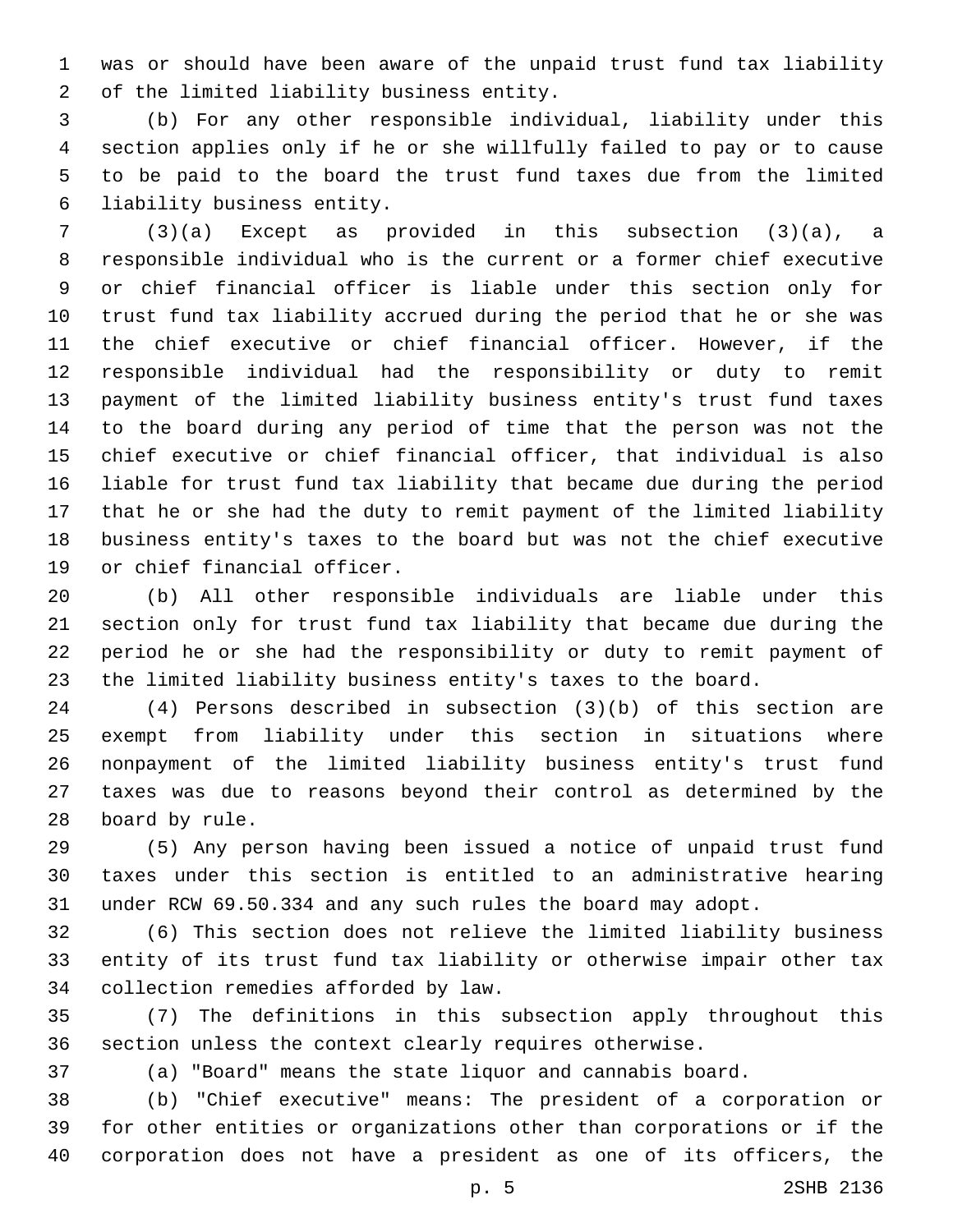was or should have been aware of the unpaid trust fund tax liability of the limited liability business entity.

(b) For any other responsible individual, liability under this section applies only if he or she willfully failed to pay or to cause to be paid to the board the trust fund taxes due from the limited liability business entity.

(3)(a) Except as provided in this subsection (3)(a), a responsible individual who is the current or a former chief executive or chief financial officer is liable under this section only for trust fund tax liability accrued during the period that he or she was the chief executive or chief financial officer. However, if the responsible individual had the responsibility or duty to remit payment of the limited liability business entity's trust fund taxes to the board during any period of time that the person was not the chief executive or chief financial officer, that individual is also liable for trust fund tax liability that became due during the period that he or she had the duty to remit payment of the limited liability business entity's taxes to the board but was not the chief executive or chief financial officer.

(b) All other responsible individuals are liable under this section only for trust fund tax liability that became due during the period he or she had the responsibility or duty to remit payment of the limited liability business entity's taxes to the board.

(4) Persons described in subsection (3)(b) of this section are exempt from liability under this section in situations where nonpayment of the limited liability business entity's trust fund taxes was due to reasons beyond their control as determined by the board by rule.

(5) Any person having been issued a notice of unpaid trust fund taxes under this section is entitled to an administrative hearing under RCW 69.50.334 and any such rules the board may adopt.

(6) This section does not relieve the limited liability business entity of its trust fund tax liability or otherwise impair other tax collection remedies afforded by law.

(7) The definitions in this subsection apply throughout this section unless the context clearly requires otherwise.

(a) "Board" means the state liquor and cannabis board.

(b) "Chief executive" means: The president of a corporation or for other entities or organizations other than corporations or if the corporation does not have a president as one of its officers, the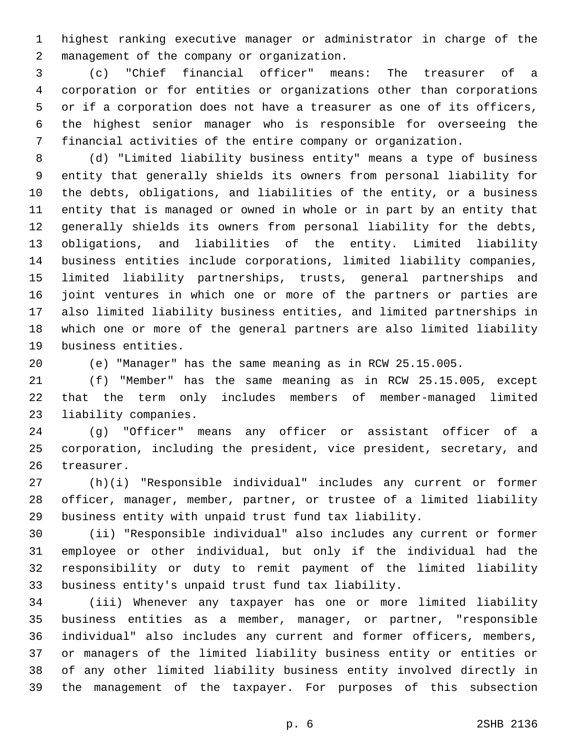highest ranking executive manager or administrator in charge of the management of the company or organization.

(c) "Chief financial officer" means: The treasurer of a corporation or for entities or organizations other than corporations or if a corporation does not have a treasurer as one of its officers, the highest senior manager who is responsible for overseeing the financial activities of the entire company or organization.

(d) "Limited liability business entity" means a type of business entity that generally shields its owners from personal liability for the debts, obligations, and liabilities of the entity, or a business entity that is managed or owned in whole or in part by an entity that generally shields its owners from personal liability for the debts, obligations, and liabilities of the entity. Limited liability business entities include corporations, limited liability companies, limited liability partnerships, trusts, general partnerships and joint ventures in which one or more of the partners or parties are also limited liability business entities, and limited partnerships in which one or more of the general partners are also limited liability business entities.

(e) "Manager" has the same meaning as in RCW 25.15.005.

(f) "Member" has the same meaning as in RCW 25.15.005, except that the term only includes members of member-managed limited liability companies.

(g) "Officer" means any officer or assistant officer of a corporation, including the president, vice president, secretary, and treasurer.

(h)(i) "Responsible individual" includes any current or former officer, manager, member, partner, or trustee of a limited liability business entity with unpaid trust fund tax liability.

(ii) "Responsible individual" also includes any current or former employee or other individual, but only if the individual had the responsibility or duty to remit payment of the limited liability business entity's unpaid trust fund tax liability.

(iii) Whenever any taxpayer has one or more limited liability business entities as a member, manager, or partner, "responsible individual" also includes any current and former officers, members, or managers of the limited liability business entity or entities or of any other limited liability business entity involved directly in the management of the taxpayer. For purposes of this subsection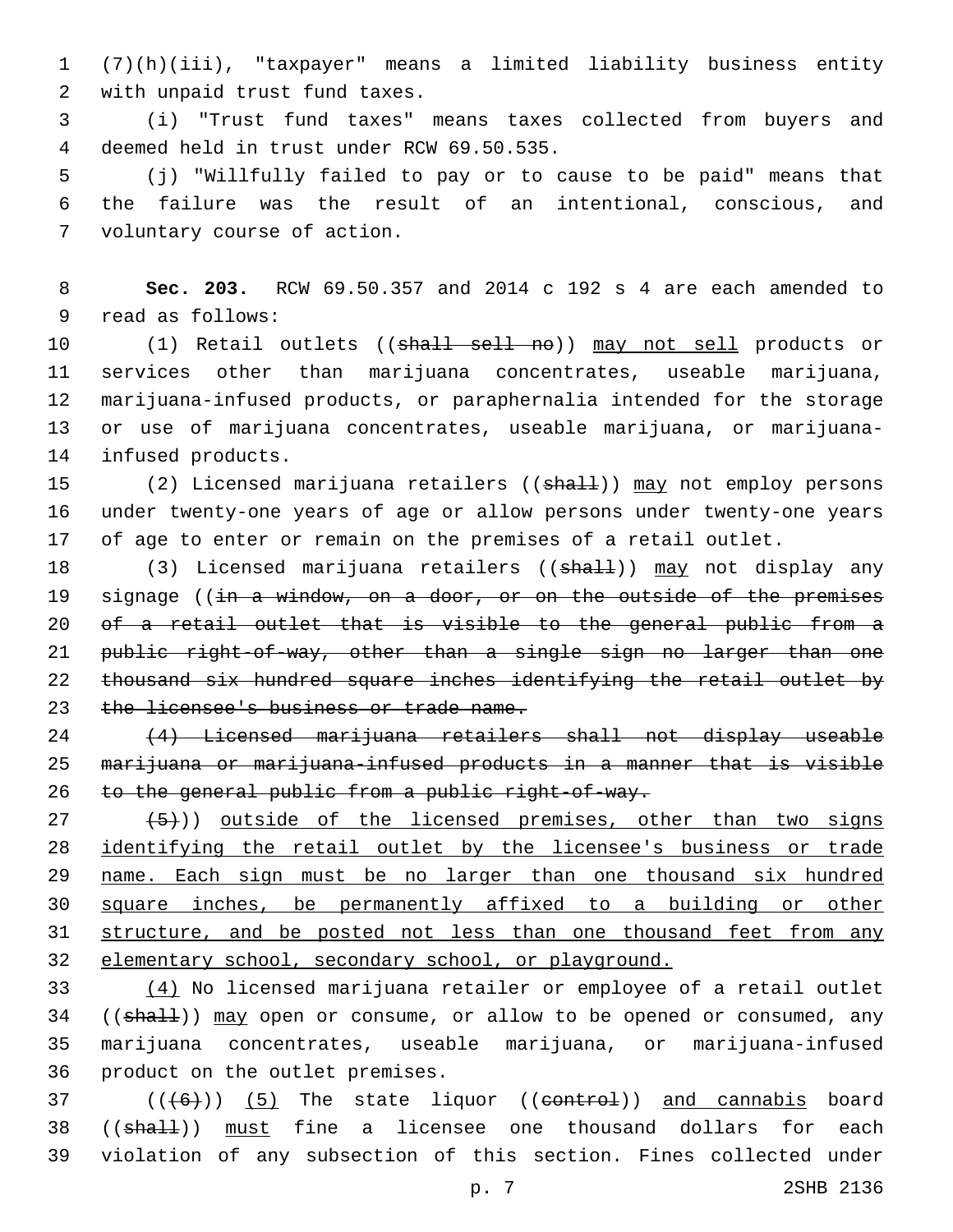(7)(h)(iii), "taxpayer" means a limited liability business entity with unpaid trust fund taxes.

(i) "Trust fund taxes" means taxes collected from buyers and deemed held in trust under RCW 69.50.535.

(j) "Willfully failed to pay or to cause to be paid" means that the failure was the result of an intentional, conscious, and voluntary course of action.

**Sec. 203.** RCW 69.50.357 and 2014 c 192 s 4 are each amended to read as follows:

(1) Retail outlets ((~~shall sell no~~)) <u>may not sell</u> products or services other than marijuana concentrates, useable marijuana, marijuana-infused products, or paraphernalia intended for the storage or use of marijuana concentrates, useable marijuana, or marijuana-infused products.

(2) Licensed marijuana retailers ((~~shall~~)) <u>may</u> not employ persons under twenty-one years of age or allow persons under twenty-one years of age to enter or remain on the premises of a retail outlet.

(3) Licensed marijuana retailers ((~~shall~~)) <u>may</u> not display any signage ((~~in a window, on a door, or on the outside of the premises of a retail outlet that is visible to the general public from a public right-of-way, other than a single sign no larger than one thousand six hundred square inches identifying the retail outlet by the licensee's business or trade name.~~

~~(4) Licensed marijuana retailers shall not display useable marijuana or marijuana-infused products in a manner that is visible to the general public from a public right-of-way.~~

~~(5)~~)) <u>outside of the licensed premises, other than two signs identifying the retail outlet by the licensee's business or trade name. Each sign must be no larger than one thousand six hundred square inches, be permanently affixed to a building or other structure, and be posted not less than one thousand feet from any elementary school, secondary school, or playground.</u>

<u>(4)</u> No licensed marijuana retailer or employee of a retail outlet ((~~shall~~)) <u>may</u> open or consume, or allow to be opened or consumed, any marijuana concentrates, useable marijuana, or marijuana-infused product on the outlet premises.

((~~(6)~~)) <u>(5)</u> The state liquor ((~~control~~)) <u>and cannabis</u> board ((~~shall~~)) <u>must</u> fine a licensee one thousand dollars for each violation of any subsection of this section. Fines collected under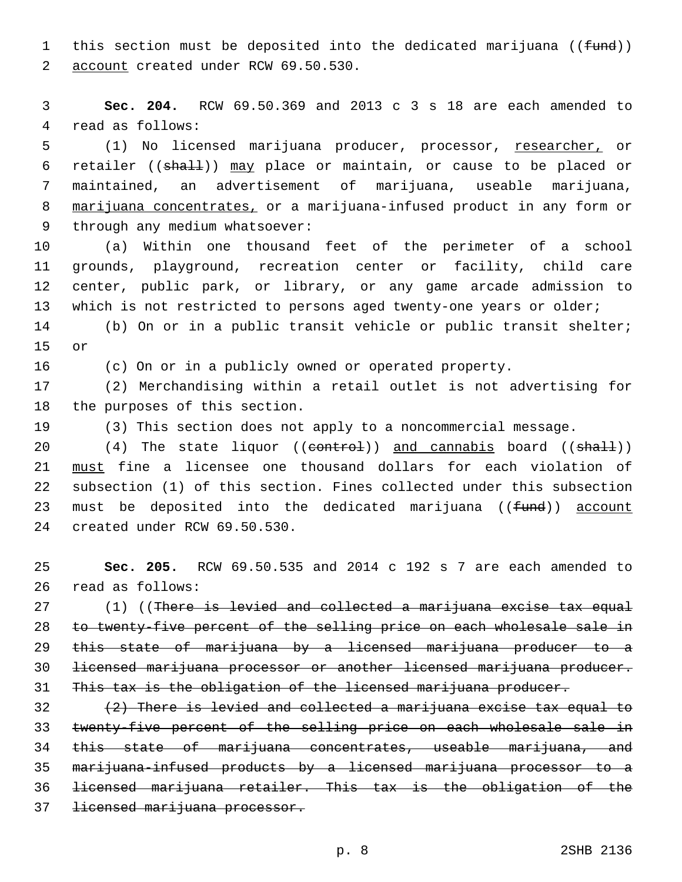this section must be deposited into the dedicated marijuana ((~~fund~~)) account created under RCW 69.50.530.

**Sec. 204.** RCW 69.50.369 and 2013 c 3 s 18 are each amended to read as follows:

(1) No licensed marijuana producer, processor, researcher, or retailer ((~~shall~~)) may place or maintain, or cause to be placed or maintained, an advertisement of marijuana, useable marijuana, marijuana concentrates, or a marijuana-infused product in any form or through any medium whatsoever:

(a) Within one thousand feet of the perimeter of a school grounds, playground, recreation center or facility, child care center, public park, or library, or any game arcade admission to which is not restricted to persons aged twenty-one years or older;

(b) On or in a public transit vehicle or public transit shelter; or

(c) On or in a publicly owned or operated property.

(2) Merchandising within a retail outlet is not advertising for the purposes of this section.

(3) This section does not apply to a noncommercial message.

(4) The state liquor ((~~control~~)) and cannabis board ((~~shall~~)) must fine a licensee one thousand dollars for each violation of subsection (1) of this section. Fines collected under this subsection must be deposited into the dedicated marijuana ((~~fund~~)) account created under RCW 69.50.530.

**Sec. 205.** RCW 69.50.535 and 2014 c 192 s 7 are each amended to read as follows:

(1) ((~~There is levied and collected a marijuana excise tax equal to twenty-five percent of the selling price on each wholesale sale in this state of marijuana by a licensed marijuana producer to a licensed marijuana processor or another licensed marijuana producer. This tax is the obligation of the licensed marijuana producer.~~

~~(2) There is levied and collected a marijuana excise tax equal to twenty-five percent of the selling price on each wholesale sale in this state of marijuana concentrates, useable marijuana, and marijuana-infused products by a licensed marijuana processor to a licensed marijuana retailer. This tax is the obligation of the licensed marijuana processor.~~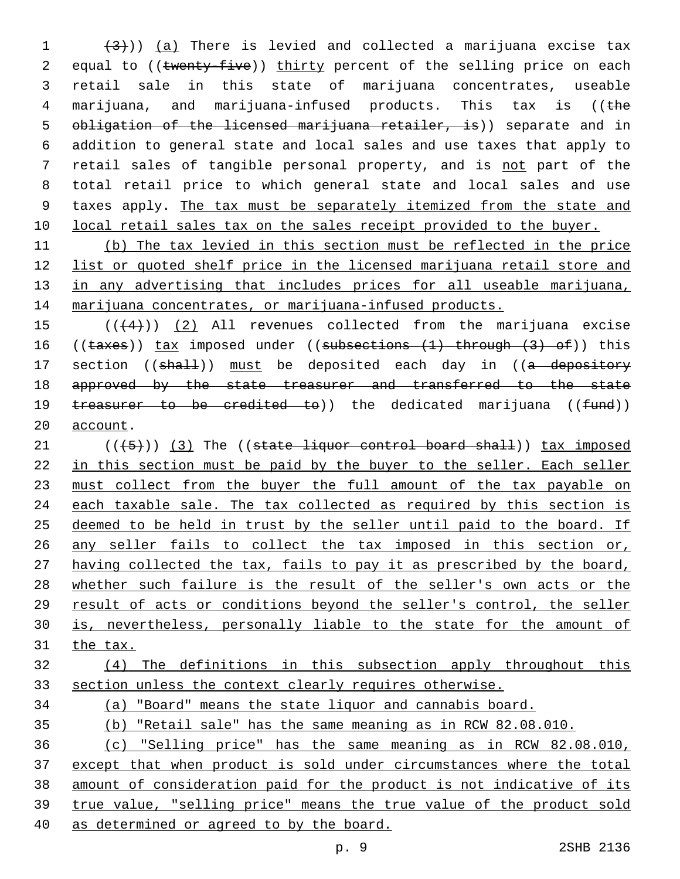((~~(3)~~)) (a) There is levied and collected a marijuana excise tax equal to ((~~twenty-five~~)) thirty percent of the selling price on each retail sale in this state of marijuana concentrates, useable marijuana, and marijuana-infused products. This tax is ((~~the obligation of the licensed marijuana retailer, is~~)) separate and in addition to general state and local sales and use taxes that apply to retail sales of tangible personal property, and is not part of the total retail price to which general state and local sales and use taxes apply. The tax must be separately itemized from the state and local retail sales tax on the sales receipt provided to the buyer.

(b) The tax levied in this section must be reflected in the price list or quoted shelf price in the licensed marijuana retail store and in any advertising that includes prices for all useable marijuana, marijuana concentrates, or marijuana-infused products.

((~~(4)~~)) (2) All revenues collected from the marijuana excise ((~~taxes~~)) tax imposed under ((~~subsections (1) through (3) of~~)) this section ((~~shall~~)) must be deposited each day in ((~~a depository approved by the state treasurer and transferred to the state treasurer to be credited to~~)) the dedicated marijuana ((~~fund~~)) account.

((~~(5)~~)) (3) The ((~~state liquor control board shall~~)) tax imposed in this section must be paid by the buyer to the seller. Each seller must collect from the buyer the full amount of the tax payable on each taxable sale. The tax collected as required by this section is deemed to be held in trust by the seller until paid to the board. If any seller fails to collect the tax imposed in this section or, having collected the tax, fails to pay it as prescribed by the board, whether such failure is the result of the seller's own acts or the result of acts or conditions beyond the seller's control, the seller is, nevertheless, personally liable to the state for the amount of the tax.

(4) The definitions in this subsection apply throughout this section unless the context clearly requires otherwise.

(a) "Board" means the state liquor and cannabis board.

(b) "Retail sale" has the same meaning as in RCW 82.08.010.

(c) "Selling price" has the same meaning as in RCW 82.08.010, except that when product is sold under circumstances where the total amount of consideration paid for the product is not indicative of its true value, "selling price" means the true value of the product sold as determined or agreed to by the board.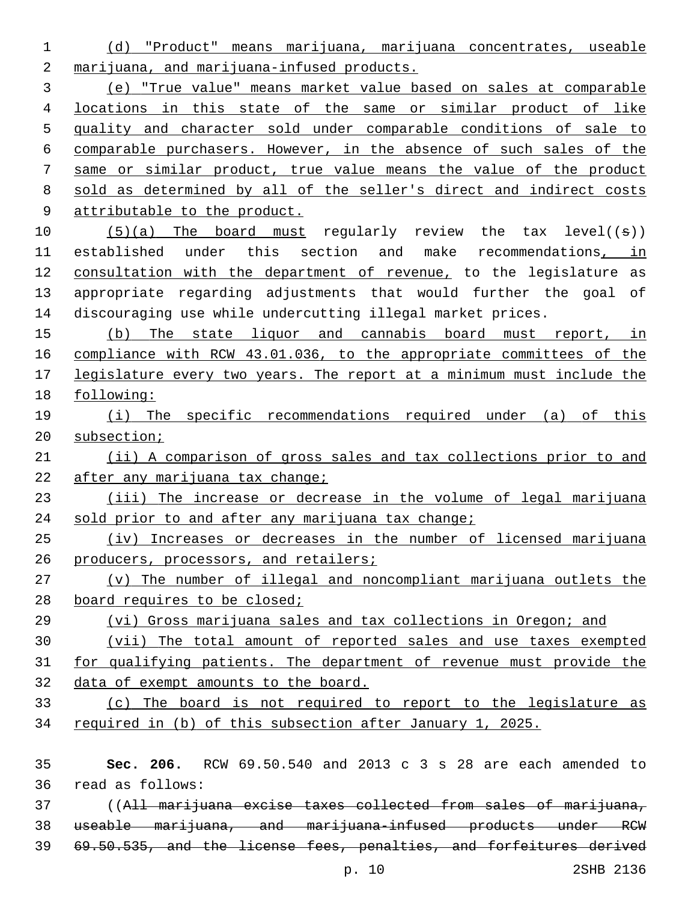(d) "Product" means marijuana, marijuana concentrates, useable marijuana, and marijuana-infused products.

(e) "True value" means market value based on sales at comparable locations in this state of the same or similar product of like quality and character sold under comparable conditions of sale to comparable purchasers. However, in the absence of such sales of the same or similar product, true value means the value of the product sold as determined by all of the seller's direct and indirect costs attributable to the product.

(5)(a) The board must regularly review the tax level((s)) established under this section and make recommendations, in consultation with the department of revenue, to the legislature as appropriate regarding adjustments that would further the goal of discouraging use while undercutting illegal market prices.

(b) The state liquor and cannabis board must report, in compliance with RCW 43.01.036, to the appropriate committees of the legislature every two years. The report at a minimum must include the following:

(i) The specific recommendations required under (a) of this subsection;

(ii) A comparison of gross sales and tax collections prior to and after any marijuana tax change;

(iii) The increase or decrease in the volume of legal marijuana sold prior to and after any marijuana tax change;

(iv) Increases or decreases in the number of licensed marijuana producers, processors, and retailers;

(v) The number of illegal and noncompliant marijuana outlets the board requires to be closed;

(vi) Gross marijuana sales and tax collections in Oregon; and

(vii) The total amount of reported sales and use taxes exempted for qualifying patients. The department of revenue must provide the data of exempt amounts to the board.

(c) The board is not required to report to the legislature as required in (b) of this subsection after January 1, 2025.

**Sec. 206.** RCW 69.50.540 and 2013 c 3 s 28 are each amended to read as follows:

((~~All marijuana excise taxes collected from sales of marijuana, useable marijuana, and marijuana-infused products under RCW 69.50.535, and the license fees, penalties, and forfeitures derived~~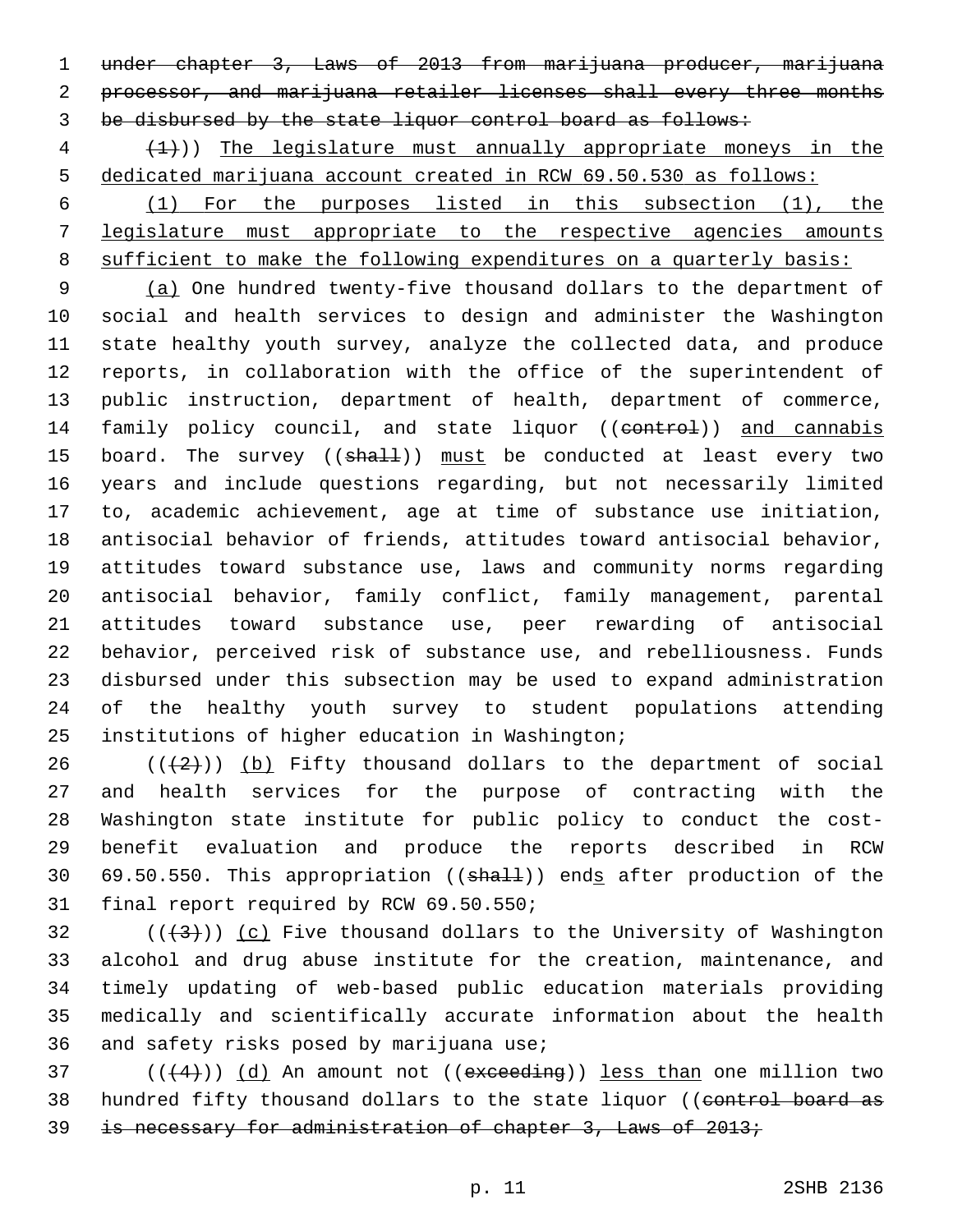under chapter 3, Laws of 2013 from marijuana producer, marijuana processor, and marijuana retailer licenses shall every three months be disbursed by the state liquor control board as follows:

(1))) The legislature must annually appropriate moneys in the dedicated marijuana account created in RCW 69.50.530 as follows:

(1) For the purposes listed in this subsection (1), the legislature must appropriate to the respective agencies amounts sufficient to make the following expenditures on a quarterly basis:

(a) One hundred twenty-five thousand dollars to the department of social and health services to design and administer the Washington state healthy youth survey, analyze the collected data, and produce reports, in collaboration with the office of the superintendent of public instruction, department of health, department of commerce, family policy council, and state liquor ((control)) and cannabis board. The survey ((shall)) must be conducted at least every two years and include questions regarding, but not necessarily limited to, academic achievement, age at time of substance use initiation, antisocial behavior of friends, attitudes toward antisocial behavior, attitudes toward substance use, laws and community norms regarding antisocial behavior, family conflict, family management, parental attitudes toward substance use, peer rewarding of antisocial behavior, perceived risk of substance use, and rebelliousness. Funds disbursed under this subsection may be used to expand administration of the healthy youth survey to student populations attending institutions of higher education in Washington;

(((2))) (b) Fifty thousand dollars to the department of social and health services for the purpose of contracting with the Washington state institute for public policy to conduct the cost-benefit evaluation and produce the reports described in RCW 69.50.550. This appropriation ((shall)) ends after production of the final report required by RCW 69.50.550;

(((3))) (c) Five thousand dollars to the University of Washington alcohol and drug abuse institute for the creation, maintenance, and timely updating of web-based public education materials providing medically and scientifically accurate information about the health and safety risks posed by marijuana use;

(((4))) (d) An amount not ((exceeding)) less than one million two hundred fifty thousand dollars to the state liquor ((control board as is necessary for administration of chapter 3, Laws of 2013;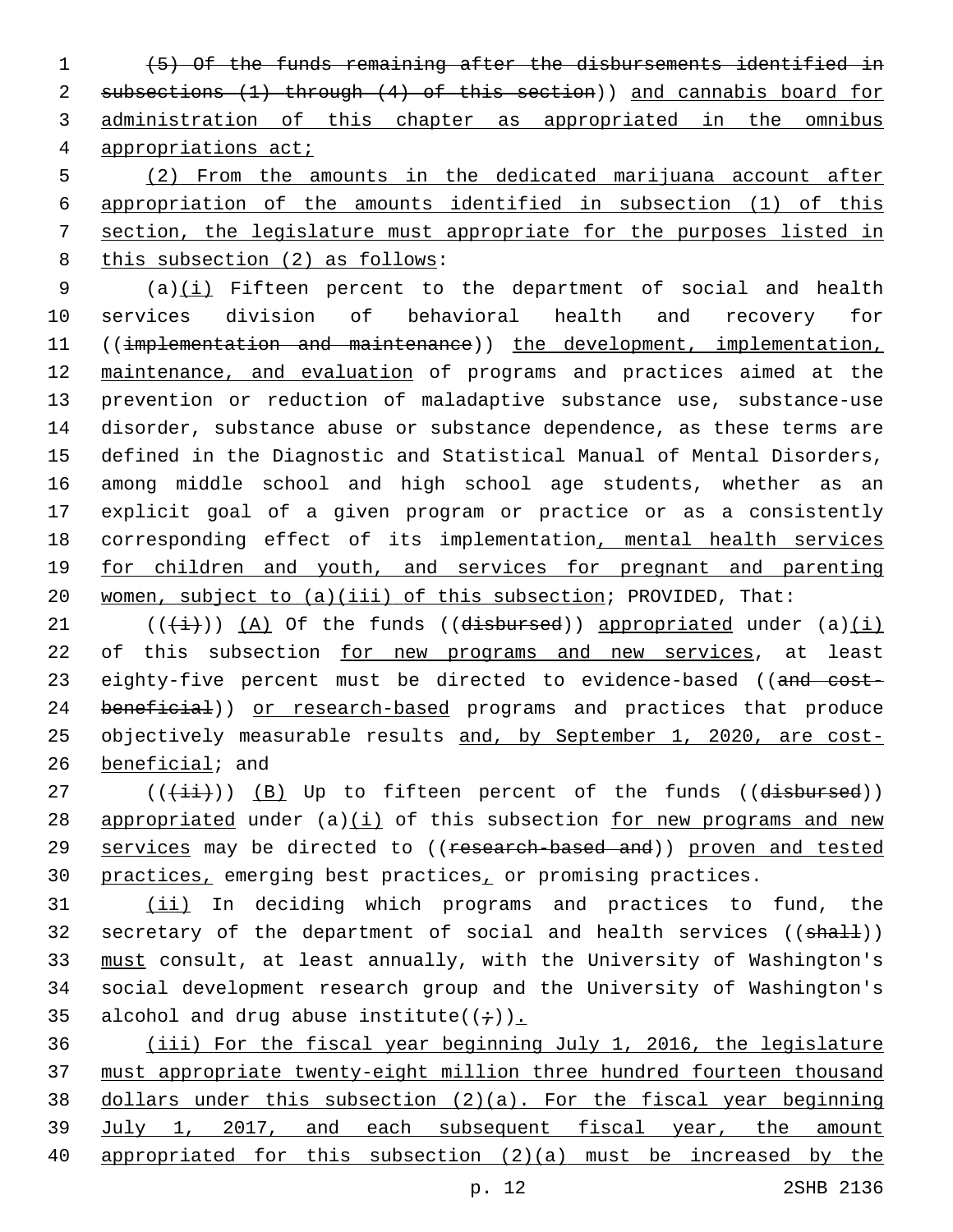(5) Of the funds remaining after the disbursements identified in subsections (1) through (4) of this section)) and cannabis board for administration of this chapter as appropriated in the omnibus appropriations act;

(2) From the amounts in the dedicated marijuana account after appropriation of the amounts identified in subsection (1) of this section, the legislature must appropriate for the purposes listed in this subsection (2) as follows:

(a)(i) Fifteen percent to the department of social and health services division of behavioral health and recovery for ((implementation and maintenance)) the development, implementation, maintenance, and evaluation of programs and practices aimed at the prevention or reduction of maladaptive substance use, substance-use disorder, substance abuse or substance dependence, as these terms are defined in the Diagnostic and Statistical Manual of Mental Disorders, among middle school and high school age students, whether as an explicit goal of a given program or practice or as a consistently corresponding effect of its implementation, mental health services for children and youth, and services for pregnant and parenting women, subject to (a)(iii) of this subsection; PROVIDED, That:

(((i))) (A) Of the funds ((disbursed)) appropriated under (a)(i) of this subsection for new programs and new services, at least eighty-five percent must be directed to evidence-based ((and cost-beneficial)) or research-based programs and practices that produce objectively measurable results and, by September 1, 2020, are cost-beneficial; and

(((ii))) (B) Up to fifteen percent of the funds ((disbursed)) appropriated under (a)(i) of this subsection for new programs and new services may be directed to ((research-based and)) proven and tested practices, emerging best practices, or promising practices.

(ii) In deciding which programs and practices to fund, the secretary of the department of social and health services ((shall)) must consult, at least annually, with the University of Washington's social development research group and the University of Washington's alcohol and drug abuse institute((;)).

(iii) For the fiscal year beginning July 1, 2016, the legislature must appropriate twenty-eight million three hundred fourteen thousand dollars under this subsection (2)(a). For the fiscal year beginning July 1, 2017, and each subsequent fiscal year, the amount appropriated for this subsection (2)(a) must be increased by the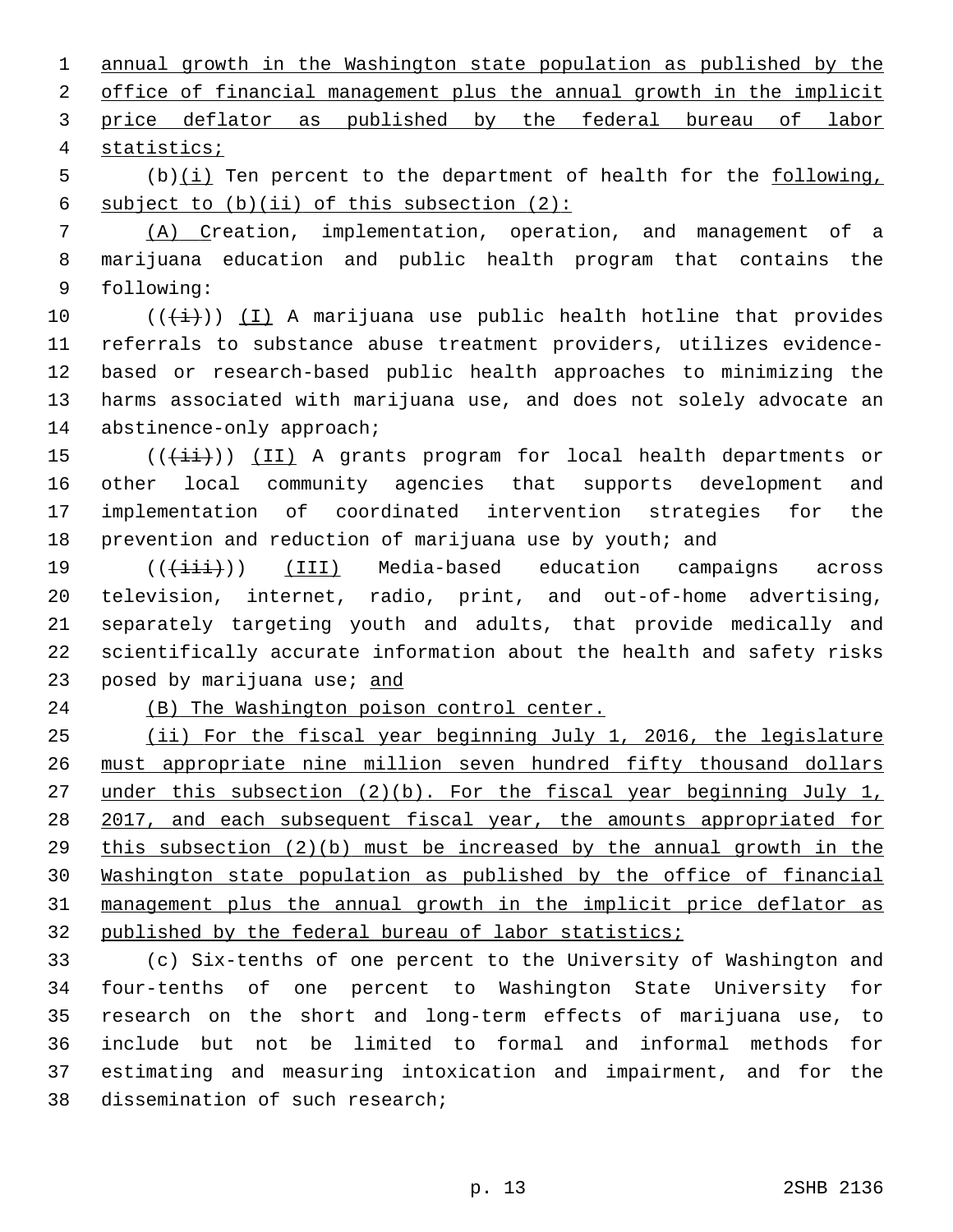annual growth in the Washington state population as published by the office of financial management plus the annual growth in the implicit price deflator as published by the federal bureau of labor statistics;

(b)(i) Ten percent to the department of health for the following, subject to (b)(ii) of this subsection (2):

(A) Creation, implementation, operation, and management of a marijuana education and public health program that contains the following:

(((i))) (I) A marijuana use public health hotline that provides referrals to substance abuse treatment providers, utilizes evidence-based or research-based public health approaches to minimizing the harms associated with marijuana use, and does not solely advocate an abstinence-only approach;

(((ii))) (II) A grants program for local health departments or other local community agencies that supports development and implementation of coordinated intervention strategies for the prevention and reduction of marijuana use by youth; and

(((iii))) (III) Media-based education campaigns across television, internet, radio, print, and out-of-home advertising, separately targeting youth and adults, that provide medically and scientifically accurate information about the health and safety risks posed by marijuana use; and

(B) The Washington poison control center.

(ii) For the fiscal year beginning July 1, 2016, the legislature must appropriate nine million seven hundred fifty thousand dollars under this subsection (2)(b). For the fiscal year beginning July 1, 2017, and each subsequent fiscal year, the amounts appropriated for this subsection (2)(b) must be increased by the annual growth in the Washington state population as published by the office of financial management plus the annual growth in the implicit price deflator as published by the federal bureau of labor statistics;

(c) Six-tenths of one percent to the University of Washington and four-tenths of one percent to Washington State University for research on the short and long-term effects of marijuana use, to include but not be limited to formal and informal methods for estimating and measuring intoxication and impairment, and for the dissemination of such research;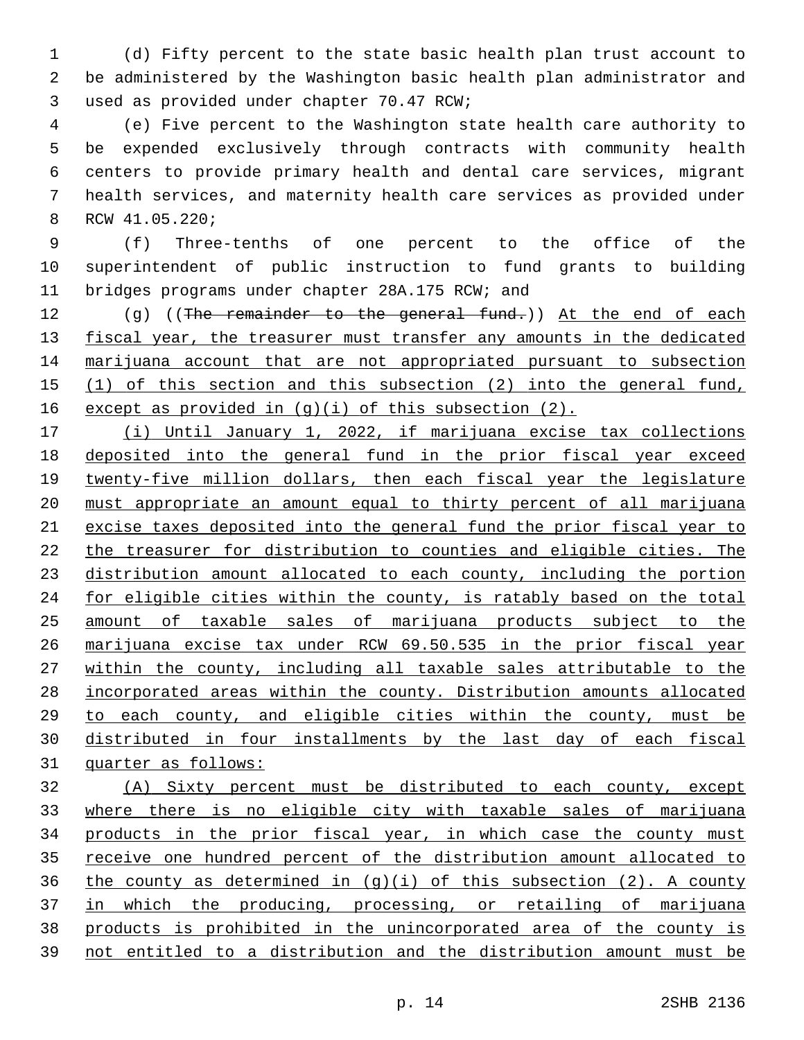(d) Fifty percent to the state basic health plan trust account to be administered by the Washington basic health plan administrator and used as provided under chapter 70.47 RCW;

(e) Five percent to the Washington state health care authority to be expended exclusively through contracts with community health centers to provide primary health and dental care services, migrant health services, and maternity health care services as provided under RCW 41.05.220;

(f) Three-tenths of one percent to the office of the superintendent of public instruction to fund grants to building bridges programs under chapter 28A.175 RCW; and

(g) ((~~The remainder to the general fund.~~)) <u>At the end of each fiscal year, the treasurer must transfer any amounts in the dedicated marijuana account that are not appropriated pursuant to subsection (1) of this section and this subsection (2) into the general fund, except as provided in (g)(i) of this subsection (2).</u>

<u>(i) Until January 1, 2022, if marijuana excise tax collections deposited into the general fund in the prior fiscal year exceed twenty-five million dollars, then each fiscal year the legislature must appropriate an amount equal to thirty percent of all marijuana excise taxes deposited into the general fund the prior fiscal year to the treasurer for distribution to counties and eligible cities. The distribution amount allocated to each county, including the portion for eligible cities within the county, is ratably based on the total amount of taxable sales of marijuana products subject to the marijuana excise tax under RCW 69.50.535 in the prior fiscal year within the county, including all taxable sales attributable to the incorporated areas within the county. Distribution amounts allocated to each county, and eligible cities within the county, must be distributed in four installments by the last day of each fiscal quarter as follows:</u>

<u>(A) Sixty percent must be distributed to each county, except where there is no eligible city with taxable sales of marijuana products in the prior fiscal year, in which case the county must receive one hundred percent of the distribution amount allocated to the county as determined in (g)(i) of this subsection (2). A county in which the producing, processing, or retailing of marijuana products is prohibited in the unincorporated area of the county is not entitled to a distribution and the distribution amount must be</u>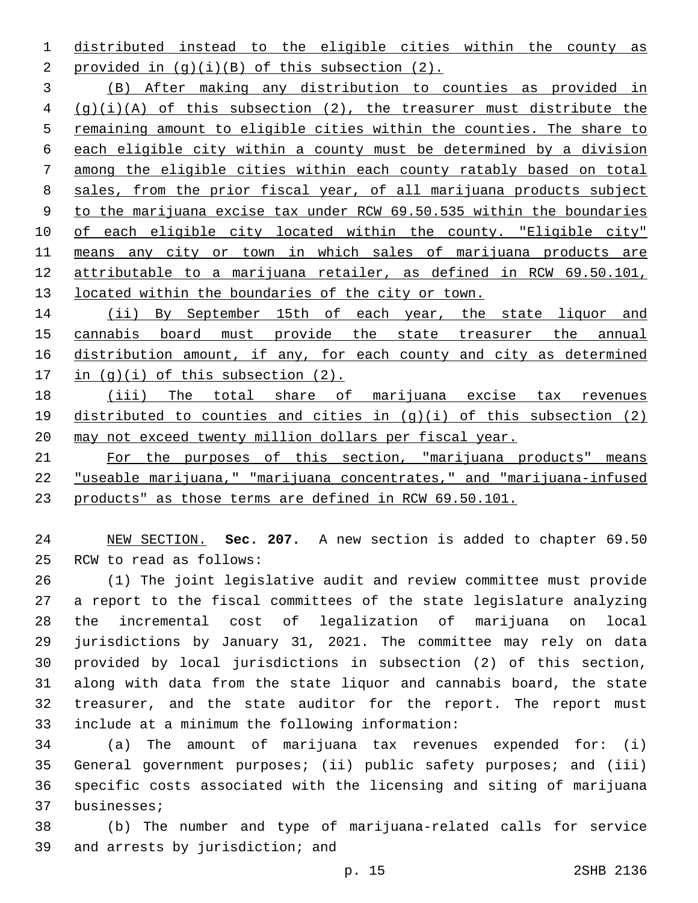distributed instead to the eligible cities within the county as provided in (g)(i)(B) of this subsection (2).

(B) After making any distribution to counties as provided in (g)(i)(A) of this subsection (2), the treasurer must distribute the remaining amount to eligible cities within the counties. The share to each eligible city within a county must be determined by a division among the eligible cities within each county ratably based on total sales, from the prior fiscal year, of all marijuana products subject to the marijuana excise tax under RCW 69.50.535 within the boundaries of each eligible city located within the county. "Eligible city" means any city or town in which sales of marijuana products are attributable to a marijuana retailer, as defined in RCW 69.50.101, located within the boundaries of the city or town.

(ii) By September 15th of each year, the state liquor and cannabis board must provide the state treasurer the annual distribution amount, if any, for each county and city as determined in (g)(i) of this subsection (2).

(iii) The total share of marijuana excise tax revenues distributed to counties and cities in (g)(i) of this subsection (2) may not exceed twenty million dollars per fiscal year.

For the purposes of this section, "marijuana products" means "useable marijuana," "marijuana concentrates," and "marijuana-infused products" as those terms are defined in RCW 69.50.101.

NEW SECTION. **Sec. 207.** A new section is added to chapter 69.50 RCW to read as follows:

(1) The joint legislative audit and review committee must provide a report to the fiscal committees of the state legislature analyzing the incremental cost of legalization of marijuana on local jurisdictions by January 31, 2021. The committee may rely on data provided by local jurisdictions in subsection (2) of this section, along with data from the state liquor and cannabis board, the state treasurer, and the state auditor for the report. The report must include at a minimum the following information:

(a) The amount of marijuana tax revenues expended for: (i) General government purposes; (ii) public safety purposes; and (iii) specific costs associated with the licensing and siting of marijuana businesses;

(b) The number and type of marijuana-related calls for service and arrests by jurisdiction; and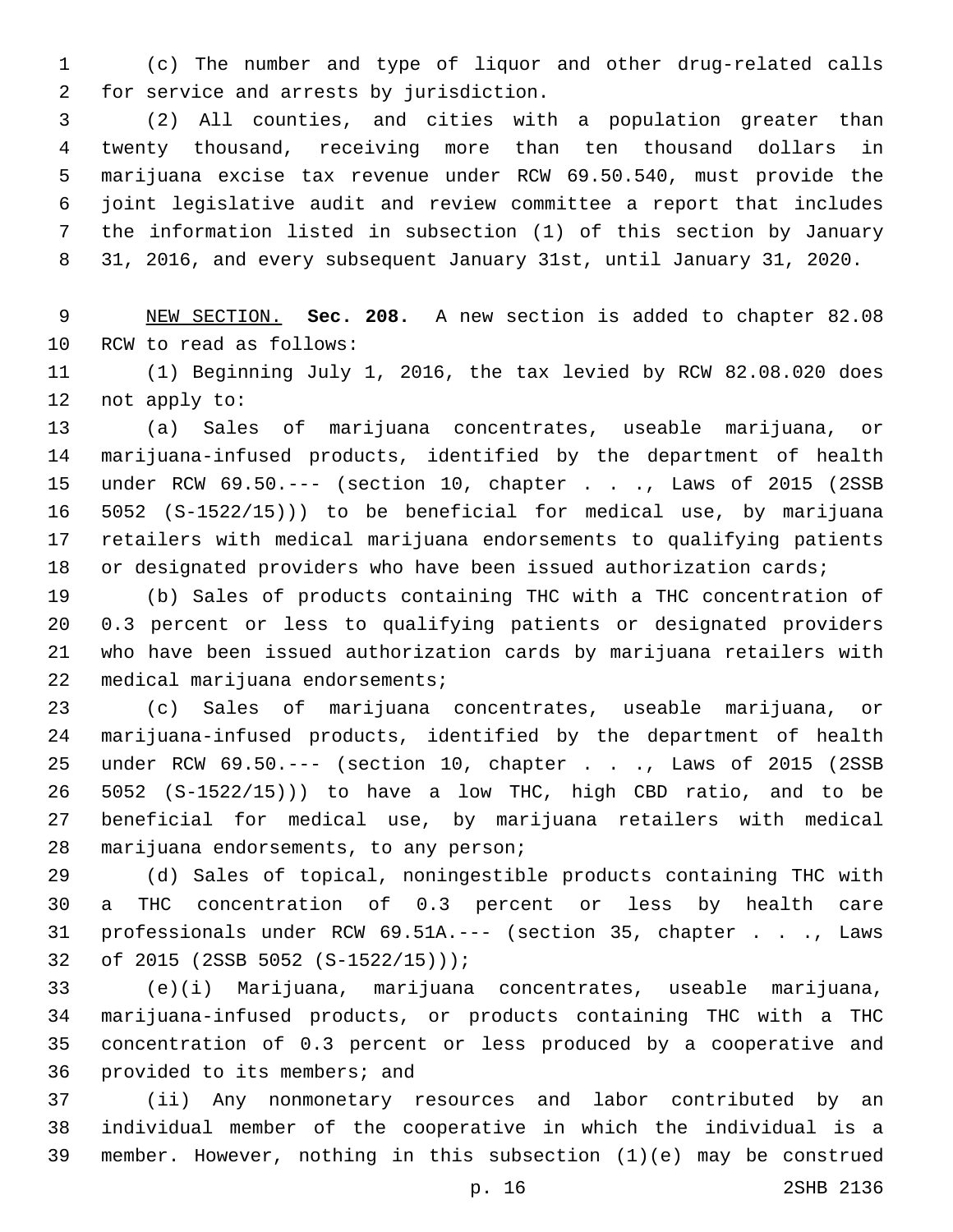(c) The number and type of liquor and other drug-related calls for service and arrests by jurisdiction.

(2) All counties, and cities with a population greater than twenty thousand, receiving more than ten thousand dollars in marijuana excise tax revenue under RCW 69.50.540, must provide the joint legislative audit and review committee a report that includes the information listed in subsection (1) of this section by January 31, 2016, and every subsequent January 31st, until January 31, 2020.

NEW SECTION. **Sec. 208.** A new section is added to chapter 82.08 RCW to read as follows:

(1) Beginning July 1, 2016, the tax levied by RCW 82.08.020 does not apply to:

(a) Sales of marijuana concentrates, useable marijuana, or marijuana-infused products, identified by the department of health under RCW 69.50.--- (section 10, chapter . . ., Laws of 2015 (2SSB 5052 (S-1522/15))) to be beneficial for medical use, by marijuana retailers with medical marijuana endorsements to qualifying patients or designated providers who have been issued authorization cards;

(b) Sales of products containing THC with a THC concentration of 0.3 percent or less to qualifying patients or designated providers who have been issued authorization cards by marijuana retailers with medical marijuana endorsements;

(c) Sales of marijuana concentrates, useable marijuana, or marijuana-infused products, identified by the department of health under RCW 69.50.--- (section 10, chapter . . ., Laws of 2015 (2SSB 5052 (S-1522/15))) to have a low THC, high CBD ratio, and to be beneficial for medical use, by marijuana retailers with medical marijuana endorsements, to any person;

(d) Sales of topical, noningestible products containing THC with a THC concentration of 0.3 percent or less by health care professionals under RCW 69.51A.--- (section 35, chapter . . ., Laws of 2015 (2SSB 5052 (S-1522/15)));

(e)(i) Marijuana, marijuana concentrates, useable marijuana, marijuana-infused products, or products containing THC with a THC concentration of 0.3 percent or less produced by a cooperative and provided to its members; and

(ii) Any nonmonetary resources and labor contributed by an individual member of the cooperative in which the individual is a member. However, nothing in this subsection (1)(e) may be construed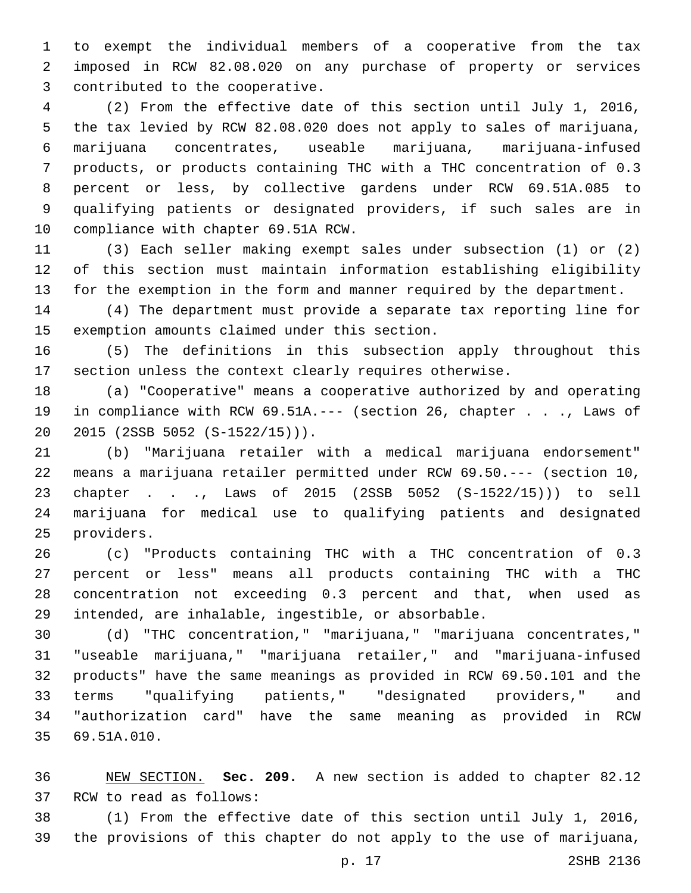to exempt the individual members of a cooperative from the tax imposed in RCW 82.08.020 on any purchase of property or services contributed to the cooperative.

(2) From the effective date of this section until July 1, 2016, the tax levied by RCW 82.08.020 does not apply to sales of marijuana, marijuana concentrates, useable marijuana, marijuana-infused products, or products containing THC with a THC concentration of 0.3 percent or less, by collective gardens under RCW 69.51A.085 to qualifying patients or designated providers, if such sales are in compliance with chapter 69.51A RCW.

(3) Each seller making exempt sales under subsection (1) or (2) of this section must maintain information establishing eligibility for the exemption in the form and manner required by the department.

(4) The department must provide a separate tax reporting line for exemption amounts claimed under this section.

(5) The definitions in this subsection apply throughout this section unless the context clearly requires otherwise.

(a) "Cooperative" means a cooperative authorized by and operating in compliance with RCW 69.51A.--- (section 26, chapter . . ., Laws of 2015 (2SSB 5052 (S-1522/15))).

(b) "Marijuana retailer with a medical marijuana endorsement" means a marijuana retailer permitted under RCW 69.50.--- (section 10, chapter . . ., Laws of 2015 (2SSB 5052 (S-1522/15))) to sell marijuana for medical use to qualifying patients and designated providers.

(c) "Products containing THC with a THC concentration of 0.3 percent or less" means all products containing THC with a THC concentration not exceeding 0.3 percent and that, when used as intended, are inhalable, ingestible, or absorbable.

(d) "THC concentration," "marijuana," "marijuana concentrates," "useable marijuana," "marijuana retailer," and "marijuana-infused products" have the same meanings as provided in RCW 69.50.101 and the terms "qualifying patients," "designated providers," and "authorization card" have the same meaning as provided in RCW 69.51A.010.

NEW SECTION. **Sec. 209.** A new section is added to chapter 82.12 RCW to read as follows:

(1) From the effective date of this section until July 1, 2016, the provisions of this chapter do not apply to the use of marijuana,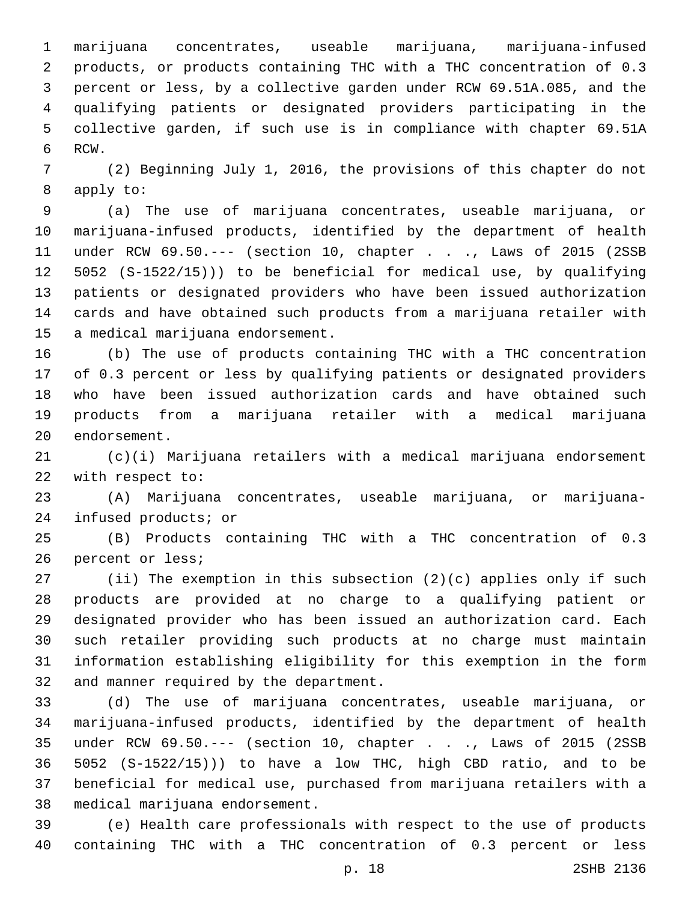marijuana concentrates, useable marijuana, marijuana-infused products, or products containing THC with a THC concentration of 0.3 percent or less, by a collective garden under RCW 69.51A.085, and the qualifying patients or designated providers participating in the collective garden, if such use is in compliance with chapter 69.51A RCW.

(2) Beginning July 1, 2016, the provisions of this chapter do not apply to:

(a) The use of marijuana concentrates, useable marijuana, or marijuana-infused products, identified by the department of health under RCW 69.50.--- (section 10, chapter . . ., Laws of 2015 (2SSB 5052 (S-1522/15))) to be beneficial for medical use, by qualifying patients or designated providers who have been issued authorization cards and have obtained such products from a marijuana retailer with a medical marijuana endorsement.

(b) The use of products containing THC with a THC concentration of 0.3 percent or less by qualifying patients or designated providers who have been issued authorization cards and have obtained such products from a marijuana retailer with a medical marijuana endorsement.

(c)(i) Marijuana retailers with a medical marijuana endorsement with respect to:

(A) Marijuana concentrates, useable marijuana, or marijuana-infused products; or

(B) Products containing THC with a THC concentration of 0.3 percent or less;

(ii) The exemption in this subsection (2)(c) applies only if such products are provided at no charge to a qualifying patient or designated provider who has been issued an authorization card. Each such retailer providing such products at no charge must maintain information establishing eligibility for this exemption in the form and manner required by the department.

(d) The use of marijuana concentrates, useable marijuana, or marijuana-infused products, identified by the department of health under RCW 69.50.--- (section 10, chapter . . ., Laws of 2015 (2SSB 5052 (S-1522/15))) to have a low THC, high CBD ratio, and to be beneficial for medical use, purchased from marijuana retailers with a medical marijuana endorsement.

(e) Health care professionals with respect to the use of products containing THC with a THC concentration of 0.3 percent or less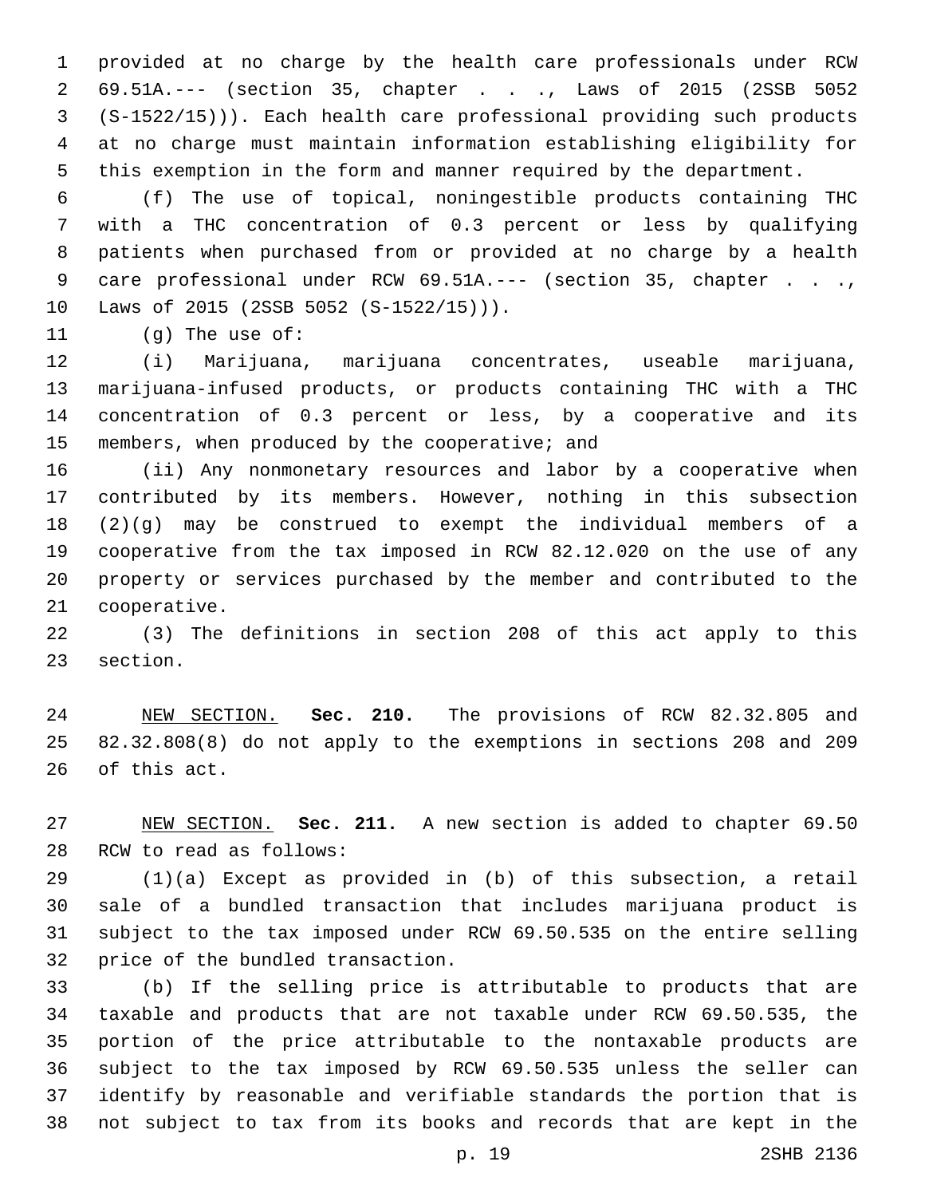provided at no charge by the health care professionals under RCW 69.51A.--- (section 35, chapter . . ., Laws of 2015 (2SSB 5052 (S-1522/15))). Each health care professional providing such products at no charge must maintain information establishing eligibility for this exemption in the form and manner required by the department.

(f) The use of topical, noningestible products containing THC with a THC concentration of 0.3 percent or less by qualifying patients when purchased from or provided at no charge by a health care professional under RCW 69.51A.--- (section 35, chapter . . ., Laws of 2015 (2SSB 5052 (S-1522/15))).

(g) The use of:

(i) Marijuana, marijuana concentrates, useable marijuana, marijuana-infused products, or products containing THC with a THC concentration of 0.3 percent or less, by a cooperative and its members, when produced by the cooperative; and

(ii) Any nonmonetary resources and labor by a cooperative when contributed by its members. However, nothing in this subsection (2)(g) may be construed to exempt the individual members of a cooperative from the tax imposed in RCW 82.12.020 on the use of any property or services purchased by the member and contributed to the cooperative.

(3) The definitions in section 208 of this act apply to this section.

NEW SECTION. **Sec. 210.** The provisions of RCW 82.32.805 and 82.32.808(8) do not apply to the exemptions in sections 208 and 209 of this act.

NEW SECTION. **Sec. 211.** A new section is added to chapter 69.50 RCW to read as follows:

(1)(a) Except as provided in (b) of this subsection, a retail sale of a bundled transaction that includes marijuana product is subject to the tax imposed under RCW 69.50.535 on the entire selling price of the bundled transaction.

(b) If the selling price is attributable to products that are taxable and products that are not taxable under RCW 69.50.535, the portion of the price attributable to the nontaxable products are subject to the tax imposed by RCW 69.50.535 unless the seller can identify by reasonable and verifiable standards the portion that is not subject to tax from its books and records that are kept in the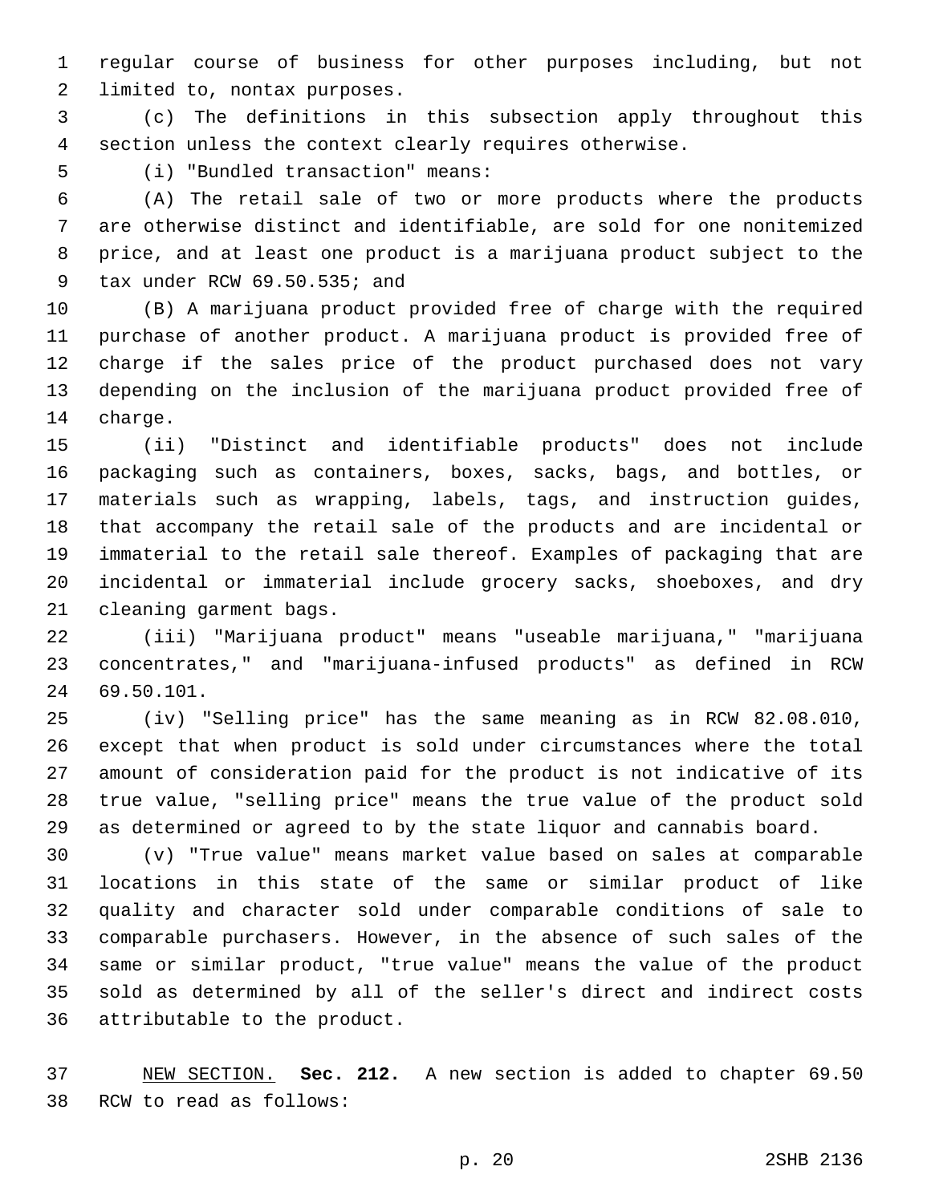regular course of business for other purposes including, but not limited to, nontax purposes.

(c) The definitions in this subsection apply throughout this section unless the context clearly requires otherwise.

(i) "Bundled transaction" means:

(A) The retail sale of two or more products where the products are otherwise distinct and identifiable, are sold for one nonitemized price, and at least one product is a marijuana product subject to the tax under RCW 69.50.535; and

(B) A marijuana product provided free of charge with the required purchase of another product. A marijuana product is provided free of charge if the sales price of the product purchased does not vary depending on the inclusion of the marijuana product provided free of charge.

(ii) "Distinct and identifiable products" does not include packaging such as containers, boxes, sacks, bags, and bottles, or materials such as wrapping, labels, tags, and instruction guides, that accompany the retail sale of the products and are incidental or immaterial to the retail sale thereof. Examples of packaging that are incidental or immaterial include grocery sacks, shoeboxes, and dry cleaning garment bags.

(iii) "Marijuana product" means "useable marijuana," "marijuana concentrates," and "marijuana-infused products" as defined in RCW 69.50.101.

(iv) "Selling price" has the same meaning as in RCW 82.08.010, except that when product is sold under circumstances where the total amount of consideration paid for the product is not indicative of its true value, "selling price" means the true value of the product sold as determined or agreed to by the state liquor and cannabis board.

(v) "True value" means market value based on sales at comparable locations in this state of the same or similar product of like quality and character sold under comparable conditions of sale to comparable purchasers. However, in the absence of such sales of the same or similar product, "true value" means the value of the product sold as determined by all of the seller's direct and indirect costs attributable to the product.

NEW SECTION. **Sec. 212.** A new section is added to chapter 69.50 RCW to read as follows: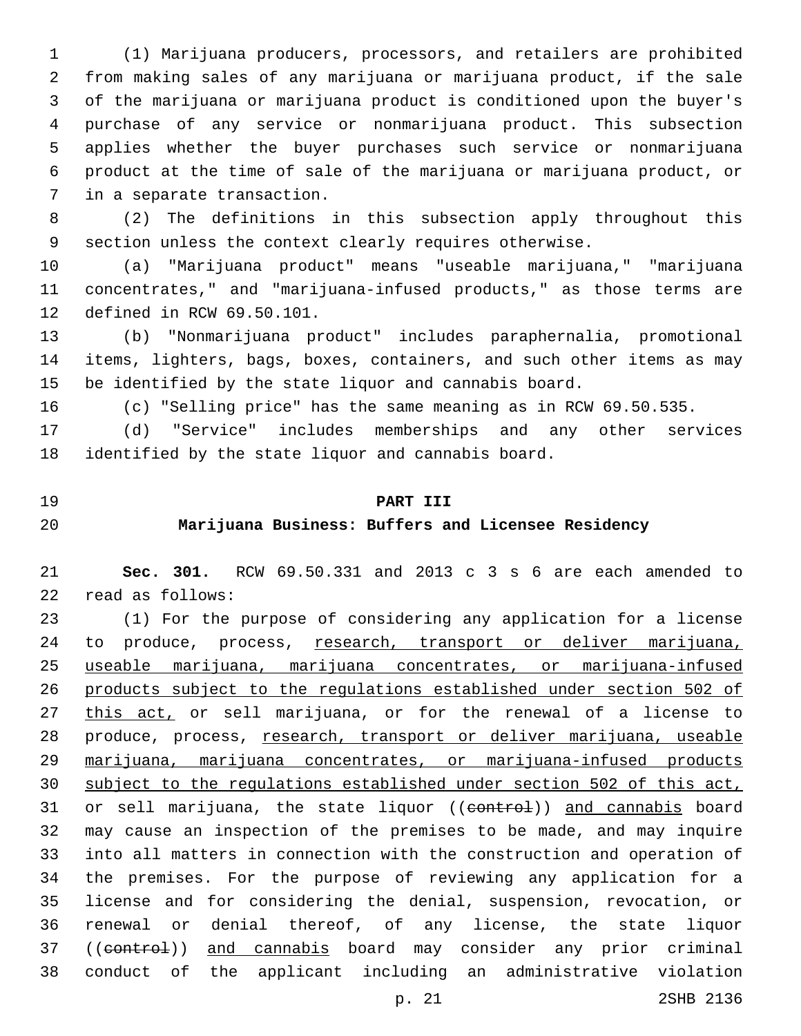(1) Marijuana producers, processors, and retailers are prohibited from making sales of any marijuana or marijuana product, if the sale of the marijuana or marijuana product is conditioned upon the buyer's purchase of any service or nonmarijuana product. This subsection applies whether the buyer purchases such service or nonmarijuana product at the time of sale of the marijuana or marijuana product, or in a separate transaction.

(2) The definitions in this subsection apply throughout this section unless the context clearly requires otherwise.

(a) "Marijuana product" means "useable marijuana," "marijuana concentrates," and "marijuana-infused products," as those terms are defined in RCW 69.50.101.

(b) "Nonmarijuana product" includes paraphernalia, promotional items, lighters, bags, boxes, containers, and such other items as may be identified by the state liquor and cannabis board.

(c) "Selling price" has the same meaning as in RCW 69.50.535.

(d) "Service" includes memberships and any other services identified by the state liquor and cannabis board.

## PART III
## Marijuana Business: Buffers and Licensee Residency

**Sec. 301.** RCW 69.50.331 and 2013 c 3 s 6 are each amended to read as follows:

(1) For the purpose of considering any application for a license to produce, process, <u>research, transport or deliver marijuana, useable marijuana, marijuana concentrates, or marijuana-infused products subject to the regulations established under section 502 of this act,</u> or sell marijuana, or for the renewal of a license to produce, process, <u>research, transport or deliver marijuana, useable marijuana, marijuana concentrates, or marijuana-infused products subject to the regulations established under section 502 of this act,</u> or sell marijuana, the state liquor ((~~control~~)) <u>and cannabis</u> board may cause an inspection of the premises to be made, and may inquire into all matters in connection with the construction and operation of the premises. For the purpose of reviewing any application for a license and for considering the denial, suspension, revocation, or renewal or denial thereof, of any license, the state liquor ((~~control~~)) <u>and cannabis</u> board may consider any prior criminal conduct of the applicant including an administrative violation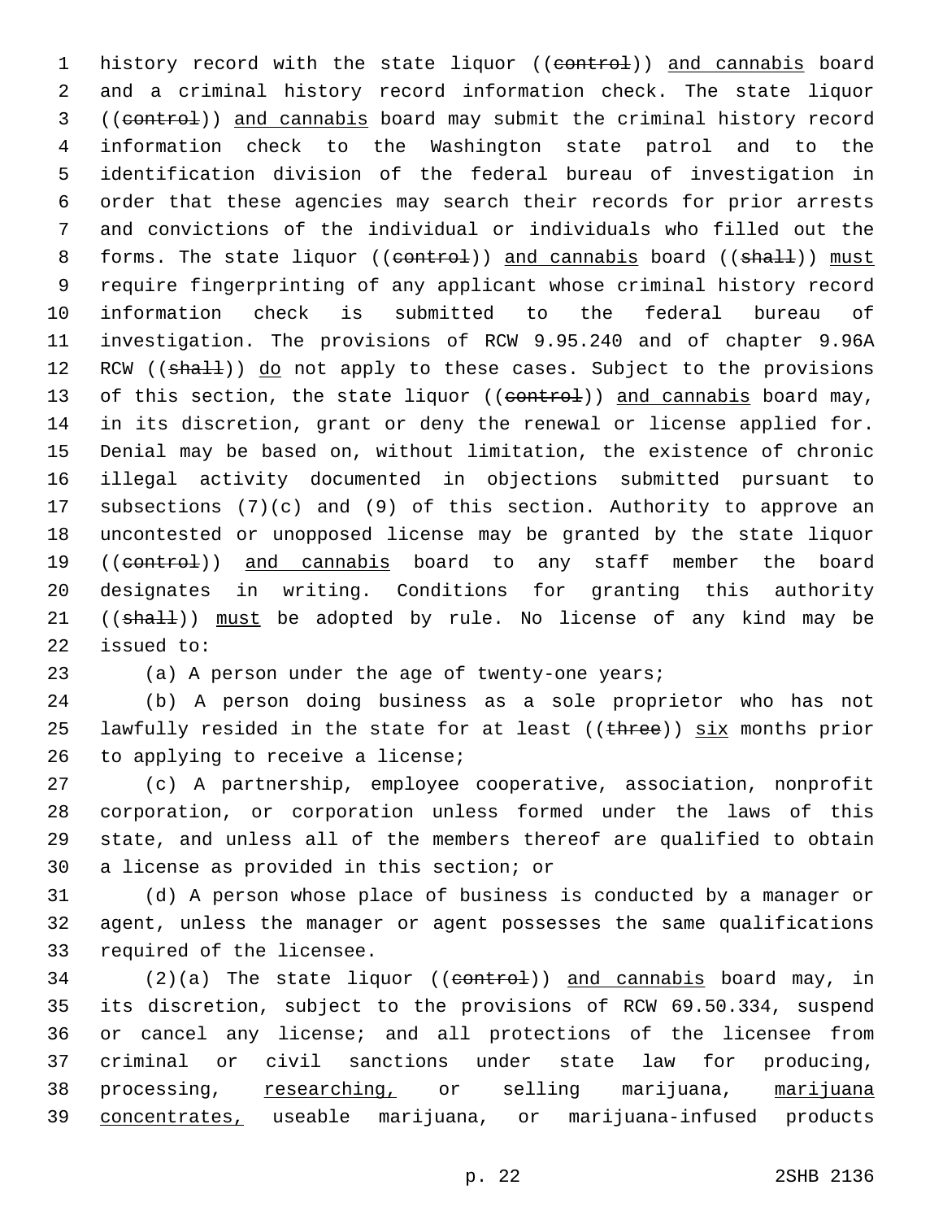history record with the state liquor ((~~control~~)) <u>and cannabis</u> board and a criminal history record information check. The state liquor ((~~control~~)) <u>and cannabis</u> board may submit the criminal history record information check to the Washington state patrol and to the identification division of the federal bureau of investigation in order that these agencies may search their records for prior arrests and convictions of the individual or individuals who filled out the forms. The state liquor ((~~control~~)) <u>and cannabis</u> board ((~~shall~~)) <u>must</u> require fingerprinting of any applicant whose criminal history record information check is submitted to the federal bureau of investigation. The provisions of RCW 9.95.240 and of chapter 9.96A RCW ((~~shall~~)) <u>do</u> not apply to these cases. Subject to the provisions of this section, the state liquor ((~~control~~)) <u>and cannabis</u> board may, in its discretion, grant or deny the renewal or license applied for. Denial may be based on, without limitation, the existence of chronic illegal activity documented in objections submitted pursuant to subsections (7)(c) and (9) of this section. Authority to approve an uncontested or unopposed license may be granted by the state liquor ((~~control~~)) <u>and cannabis</u> board to any staff member the board designates in writing. Conditions for granting this authority ((~~shall~~)) <u>must</u> be adopted by rule. No license of any kind may be issued to:

(a) A person under the age of twenty-one years;

(b) A person doing business as a sole proprietor who has not lawfully resided in the state for at least ((~~three~~)) <u>six</u> months prior to applying to receive a license;

(c) A partnership, employee cooperative, association, nonprofit corporation, or corporation unless formed under the laws of this state, and unless all of the members thereof are qualified to obtain a license as provided in this section; or

(d) A person whose place of business is conducted by a manager or agent, unless the manager or agent possesses the same qualifications required of the licensee.

(2)(a) The state liquor ((~~control~~)) <u>and cannabis</u> board may, in its discretion, subject to the provisions of RCW 69.50.334, suspend or cancel any license; and all protections of the licensee from criminal or civil sanctions under state law for producing, processing, <u>researching,</u> or selling marijuana, <u>marijuana concentrates,</u> useable marijuana, or marijuana-infused products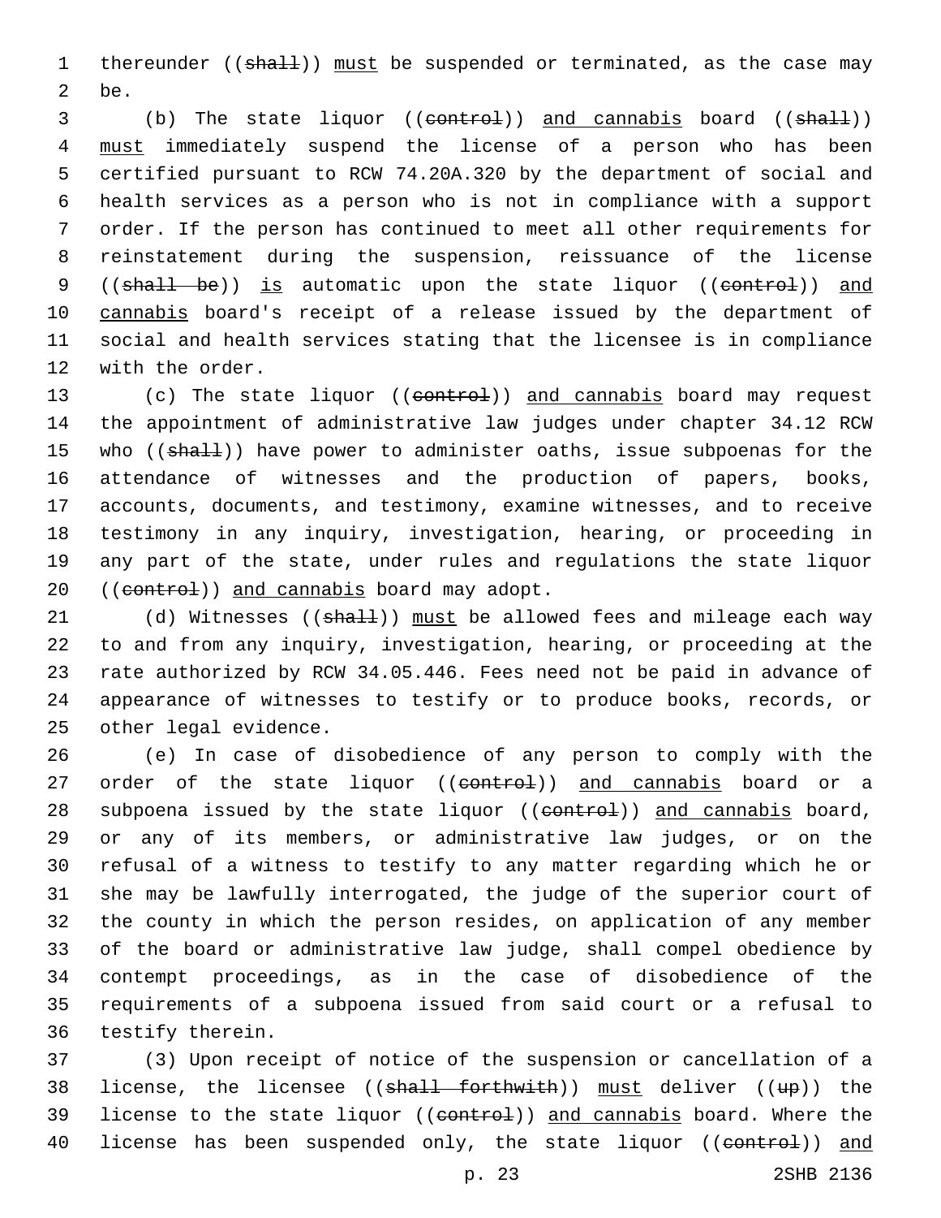thereunder ((~~shall~~)) <u>must</u> be suspended or terminated, as the case may be.

(b) The state liquor ((~~control~~)) <u>and cannabis</u> board ((~~shall~~)) <u>must</u> immediately suspend the license of a person who has been certified pursuant to RCW 74.20A.320 by the department of social and health services as a person who is not in compliance with a support order. If the person has continued to meet all other requirements for reinstatement during the suspension, reissuance of the license ((~~shall be~~)) <u>is</u> automatic upon the state liquor ((~~control~~)) <u>and cannabis</u> board's receipt of a release issued by the department of social and health services stating that the licensee is in compliance with the order.

(c) The state liquor ((~~control~~)) <u>and cannabis</u> board may request the appointment of administrative law judges under chapter 34.12 RCW who ((~~shall~~)) have power to administer oaths, issue subpoenas for the attendance of witnesses and the production of papers, books, accounts, documents, and testimony, examine witnesses, and to receive testimony in any inquiry, investigation, hearing, or proceeding in any part of the state, under rules and regulations the state liquor ((~~control~~)) <u>and cannabis</u> board may adopt.

(d) Witnesses ((~~shall~~)) <u>must</u> be allowed fees and mileage each way to and from any inquiry, investigation, hearing, or proceeding at the rate authorized by RCW 34.05.446. Fees need not be paid in advance of appearance of witnesses to testify or to produce books, records, or other legal evidence.

(e) In case of disobedience of any person to comply with the order of the state liquor ((~~control~~)) <u>and cannabis</u> board or a subpoena issued by the state liquor ((~~control~~)) <u>and cannabis</u> board, or any of its members, or administrative law judges, or on the refusal of a witness to testify to any matter regarding which he or she may be lawfully interrogated, the judge of the superior court of the county in which the person resides, on application of any member of the board or administrative law judge, shall compel obedience by contempt proceedings, as in the case of disobedience of the requirements of a subpoena issued from said court or a refusal to testify therein.

(3) Upon receipt of notice of the suspension or cancellation of a license, the licensee ((~~shall forthwith~~)) <u>must</u> deliver ((~~up~~)) the license to the state liquor ((~~control~~)) <u>and cannabis</u> board. Where the license has been suspended only, the state liquor ((~~control~~)) <u>and</u>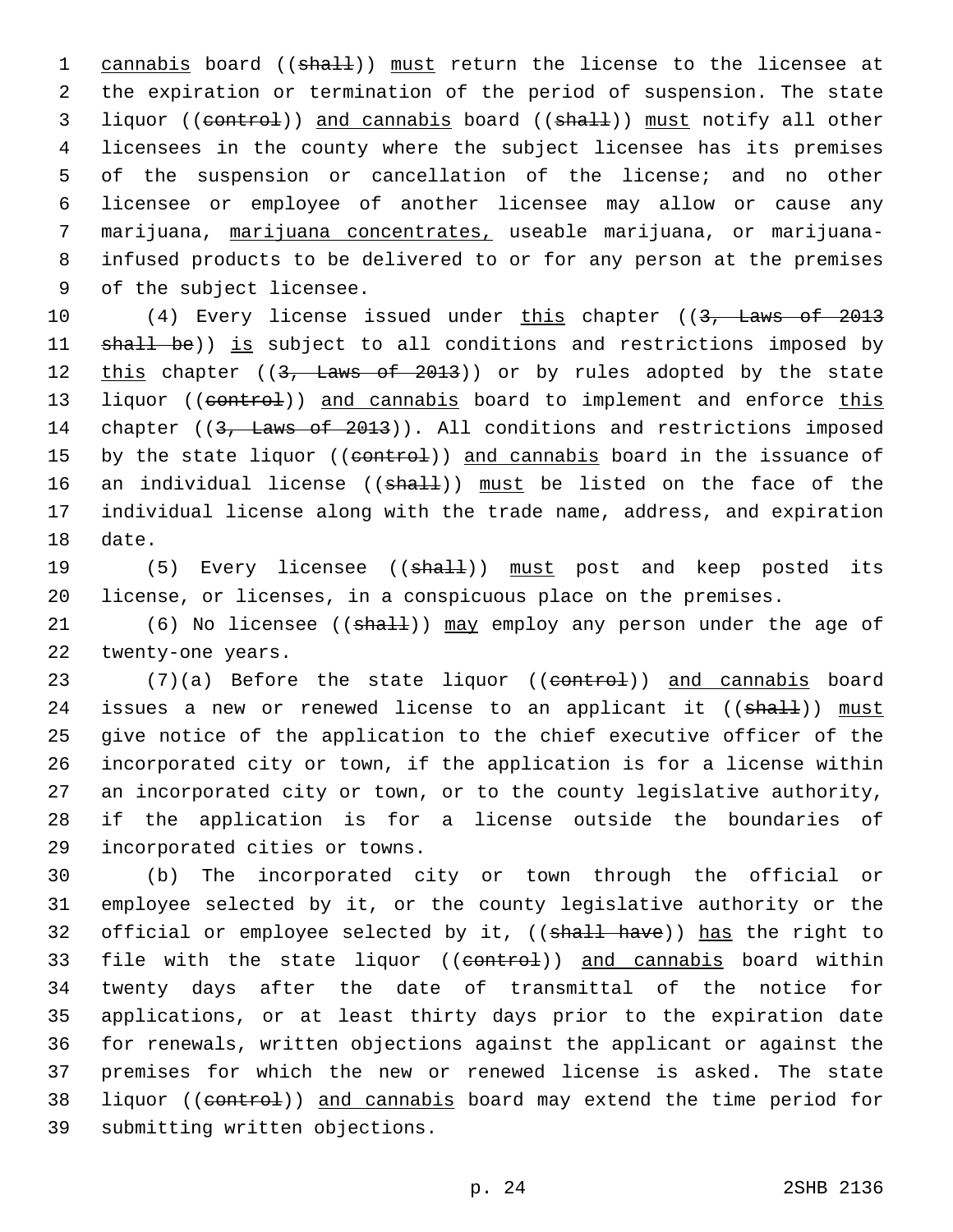cannabis board ((shall)) must return the license to the licensee at the expiration or termination of the period of suspension. The state liquor ((control)) and cannabis board ((shall)) must notify all other licensees in the county where the subject licensee has its premises of the suspension or cancellation of the license; and no other licensee or employee of another licensee may allow or cause any marijuana, marijuana concentrates, useable marijuana, or marijuana-infused products to be delivered to or for any person at the premises of the subject licensee.

(4) Every license issued under this chapter ((3, Laws of 2013 shall be)) is subject to all conditions and restrictions imposed by this chapter ((3, Laws of 2013)) or by rules adopted by the state liquor ((control)) and cannabis board to implement and enforce this chapter ((3, Laws of 2013)). All conditions and restrictions imposed by the state liquor ((control)) and cannabis board in the issuance of an individual license ((shall)) must be listed on the face of the individual license along with the trade name, address, and expiration date.

(5) Every licensee ((shall)) must post and keep posted its license, or licenses, in a conspicuous place on the premises.

(6) No licensee ((shall)) may employ any person under the age of twenty-one years.

(7)(a) Before the state liquor ((control)) and cannabis board issues a new or renewed license to an applicant it ((shall)) must give notice of the application to the chief executive officer of the incorporated city or town, if the application is for a license within an incorporated city or town, or to the county legislative authority, if the application is for a license outside the boundaries of incorporated cities or towns.

(b) The incorporated city or town through the official or employee selected by it, or the county legislative authority or the official or employee selected by it, ((shall have)) has the right to file with the state liquor ((control)) and cannabis board within twenty days after the date of transmittal of the notice for applications, or at least thirty days prior to the expiration date for renewals, written objections against the applicant or against the premises for which the new or renewed license is asked. The state liquor ((control)) and cannabis board may extend the time period for submitting written objections.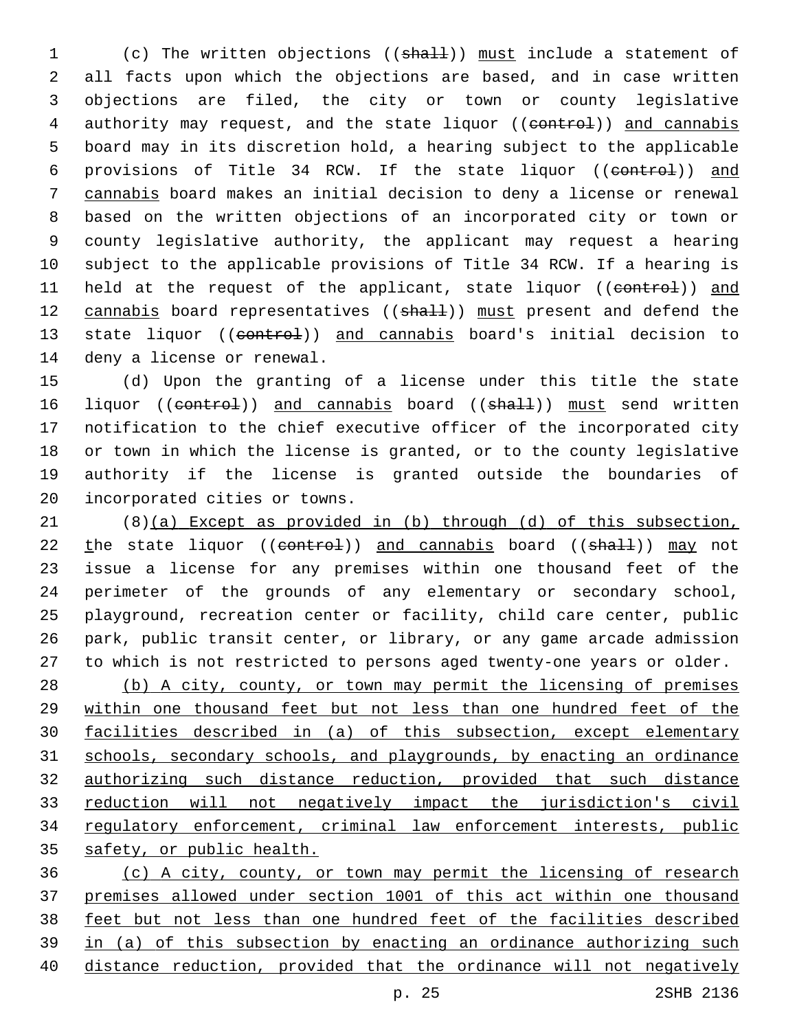(c) The written objections ((~~shall~~)) <u>must</u> include a statement of all facts upon which the objections are based, and in case written objections are filed, the city or town or county legislative authority may request, and the state liquor ((~~control~~)) <u>and cannabis</u> board may in its discretion hold, a hearing subject to the applicable provisions of Title 34 RCW. If the state liquor ((~~control~~)) <u>and cannabis</u> board makes an initial decision to deny a license or renewal based on the written objections of an incorporated city or town or county legislative authority, the applicant may request a hearing subject to the applicable provisions of Title 34 RCW. If a hearing is held at the request of the applicant, state liquor ((~~control~~)) <u>and cannabis</u> board representatives ((~~shall~~)) <u>must</u> present and defend the state liquor ((~~control~~)) <u>and cannabis</u> board's initial decision to deny a license or renewal.

(d) Upon the granting of a license under this title the state liquor ((~~control~~)) <u>and cannabis</u> board ((~~shall~~)) <u>must</u> send written notification to the chief executive officer of the incorporated city or town in which the license is granted, or to the county legislative authority if the license is granted outside the boundaries of incorporated cities or towns.

(8)<u>(a) Except as provided in (b) through (d) of this subsection, t</u>he state liquor ((~~control~~)) <u>and cannabis</u> board ((~~shall~~)) <u>may</u> not issue a license for any premises within one thousand feet of the perimeter of the grounds of any elementary or secondary school, playground, recreation center or facility, child care center, public park, public transit center, or library, or any game arcade admission to which is not restricted to persons aged twenty-one years or older.

<u>(b) A city, county, or town may permit the licensing of premises within one thousand feet but not less than one hundred feet of the facilities described in (a) of this subsection, except elementary schools, secondary schools, and playgrounds, by enacting an ordinance authorizing such distance reduction, provided that such distance reduction will not negatively impact the jurisdiction's civil regulatory enforcement, criminal law enforcement interests, public safety, or public health.</u>

<u>(c) A city, county, or town may permit the licensing of research premises allowed under section 1001 of this act within one thousand feet but not less than one hundred feet of the facilities described in (a) of this subsection by enacting an ordinance authorizing such distance reduction, provided that the ordinance will not negatively</u>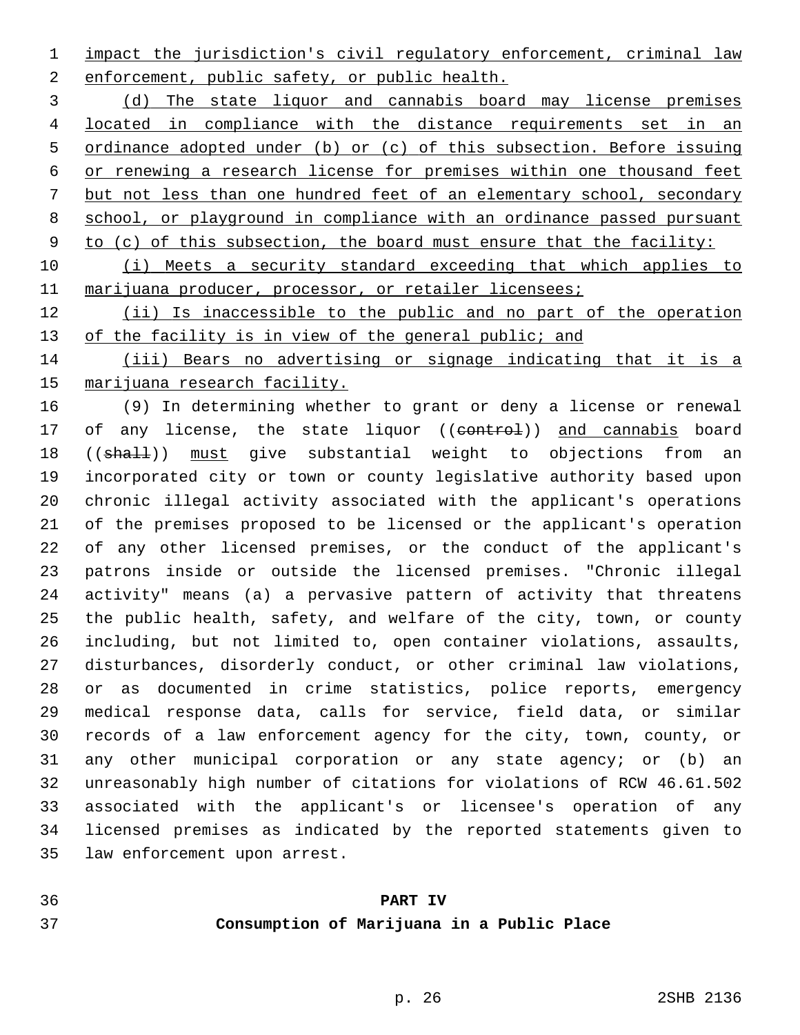impact the jurisdiction's civil regulatory enforcement, criminal law enforcement, public safety, or public health.

(d) The state liquor and cannabis board may license premises located in compliance with the distance requirements set in an ordinance adopted under (b) or (c) of this subsection. Before issuing or renewing a research license for premises within one thousand feet but not less than one hundred feet of an elementary school, secondary school, or playground in compliance with an ordinance passed pursuant to (c) of this subsection, the board must ensure that the facility:

(i) Meets a security standard exceeding that which applies to marijuana producer, processor, or retailer licensees;

(ii) Is inaccessible to the public and no part of the operation of the facility is in view of the general public; and

(iii) Bears no advertising or signage indicating that it is a marijuana research facility.

(9) In determining whether to grant or deny a license or renewal of any license, the state liquor ((~~control~~)) and cannabis board ((~~shall~~)) must give substantial weight to objections from an incorporated city or town or county legislative authority based upon chronic illegal activity associated with the applicant's operations of the premises proposed to be licensed or the applicant's operation of any other licensed premises, or the conduct of the applicant's patrons inside or outside the licensed premises. "Chronic illegal activity" means (a) a pervasive pattern of activity that threatens the public health, safety, and welfare of the city, town, or county including, but not limited to, open container violations, assaults, disturbances, disorderly conduct, or other criminal law violations, or as documented in crime statistics, police reports, emergency medical response data, calls for service, field data, or similar records of a law enforcement agency for the city, town, county, or any other municipal corporation or any state agency; or (b) an unreasonably high number of citations for violations of RCW 46.61.502 associated with the applicant's or licensee's operation of any licensed premises as indicated by the reported statements given to law enforcement upon arrest.

## PART IV
## Consumption of Marijuana in a Public Place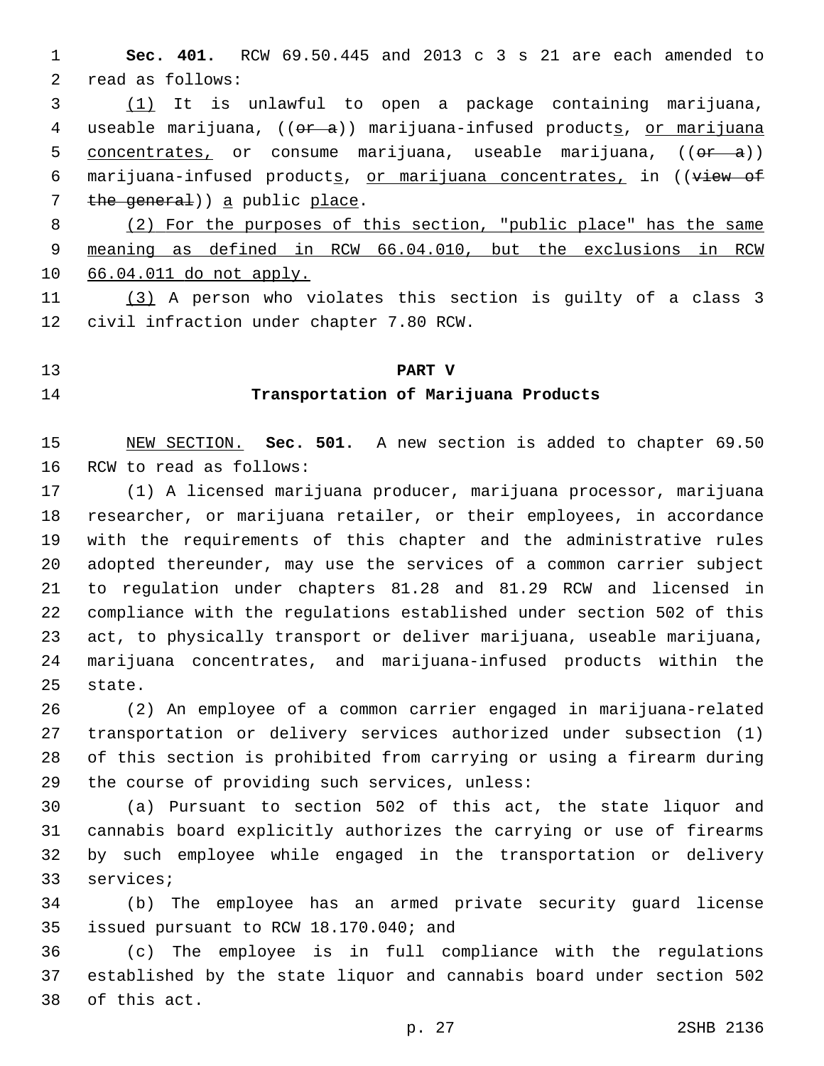**Sec. 401.** RCW 69.50.445 and 2013 c 3 s 21 are each amended to read as follows:

(1) It is unlawful to open a package containing marijuana, useable marijuana, ((~~or a~~)) marijuana-infused products, or marijuana concentrates, or consume marijuana, useable marijuana, ((~~or a~~)) marijuana-infused products, or marijuana concentrates, in ((~~view of the general~~)) a public place.

(2) For the purposes of this section, "public place" has the same meaning as defined in RCW 66.04.010, but the exclusions in RCW 66.04.011 do not apply.

(3) A person who violates this section is guilty of a class 3 civil infraction under chapter 7.80 RCW.

## PART V
## Transportation of Marijuana Products

NEW SECTION. **Sec. 501.** A new section is added to chapter 69.50 RCW to read as follows:

(1) A licensed marijuana producer, marijuana processor, marijuana researcher, or marijuana retailer, or their employees, in accordance with the requirements of this chapter and the administrative rules adopted thereunder, may use the services of a common carrier subject to regulation under chapters 81.28 and 81.29 RCW and licensed in compliance with the regulations established under section 502 of this act, to physically transport or deliver marijuana, useable marijuana, marijuana concentrates, and marijuana-infused products within the state.

(2) An employee of a common carrier engaged in marijuana-related transportation or delivery services authorized under subsection (1) of this section is prohibited from carrying or using a firearm during the course of providing such services, unless:

(a) Pursuant to section 502 of this act, the state liquor and cannabis board explicitly authorizes the carrying or use of firearms by such employee while engaged in the transportation or delivery services;

(b) The employee has an armed private security guard license issued pursuant to RCW 18.170.040; and

(c) The employee is in full compliance with the regulations established by the state liquor and cannabis board under section 502 of this act.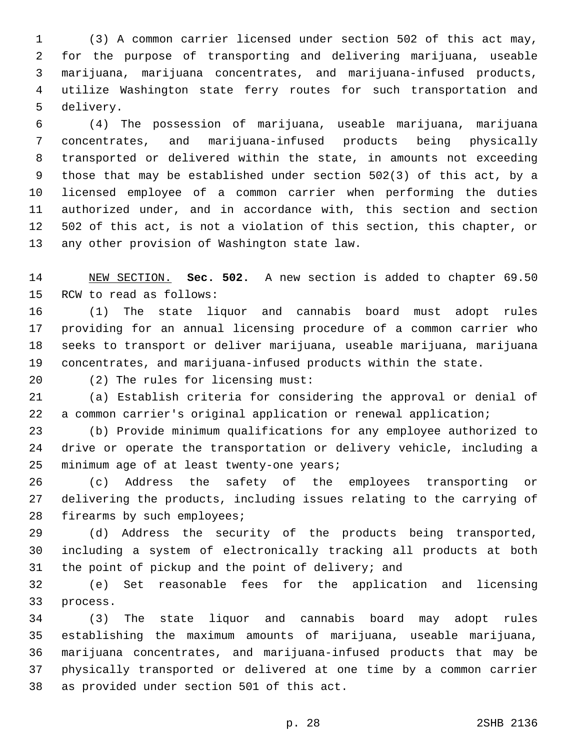(3) A common carrier licensed under section 502 of this act may, for the purpose of transporting and delivering marijuana, useable marijuana, marijuana concentrates, and marijuana-infused products, utilize Washington state ferry routes for such transportation and delivery.

(4) The possession of marijuana, useable marijuana, marijuana concentrates, and marijuana-infused products being physically transported or delivered within the state, in amounts not exceeding those that may be established under section 502(3) of this act, by a licensed employee of a common carrier when performing the duties authorized under, and in accordance with, this section and section 502 of this act, is not a violation of this section, this chapter, or any other provision of Washington state law.

NEW SECTION. **Sec. 502.** A new section is added to chapter 69.50 RCW to read as follows:

(1) The state liquor and cannabis board must adopt rules providing for an annual licensing procedure of a common carrier who seeks to transport or deliver marijuana, useable marijuana, marijuana concentrates, and marijuana-infused products within the state.

(2) The rules for licensing must:

(a) Establish criteria for considering the approval or denial of a common carrier's original application or renewal application;

(b) Provide minimum qualifications for any employee authorized to drive or operate the transportation or delivery vehicle, including a minimum age of at least twenty-one years;

(c) Address the safety of the employees transporting or delivering the products, including issues relating to the carrying of firearms by such employees;

(d) Address the security of the products being transported, including a system of electronically tracking all products at both the point of pickup and the point of delivery; and

(e) Set reasonable fees for the application and licensing process.

(3) The state liquor and cannabis board may adopt rules establishing the maximum amounts of marijuana, useable marijuana, marijuana concentrates, and marijuana-infused products that may be physically transported or delivered at one time by a common carrier as provided under section 501 of this act.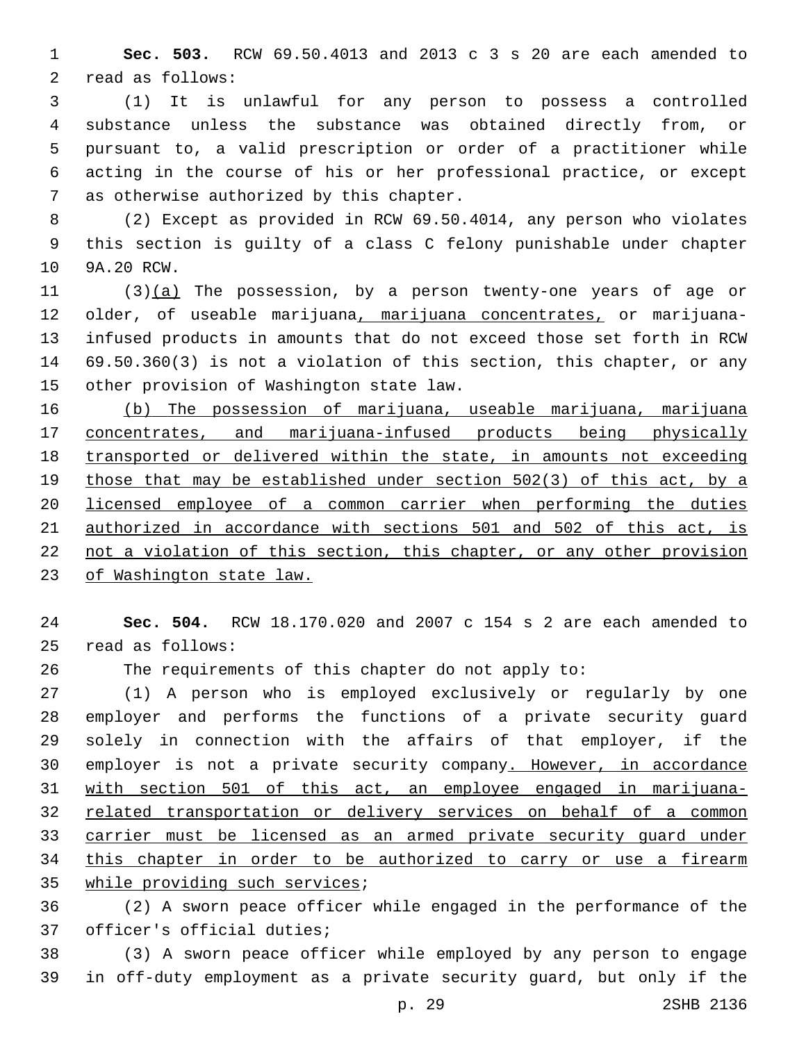**Sec. 503.** RCW 69.50.4013 and 2013 c 3 s 20 are each amended to read as follows:

(1) It is unlawful for any person to possess a controlled substance unless the substance was obtained directly from, or pursuant to, a valid prescription or order of a practitioner while acting in the course of his or her professional practice, or except as otherwise authorized by this chapter.

(2) Except as provided in RCW 69.50.4014, any person who violates this section is guilty of a class C felony punishable under chapter 9A.20 RCW.

(3)<u>(a)</u> The possession, by a person twenty-one years of age or older, of useable marijuana<u>, marijuana concentrates,</u> or marijuana-infused products in amounts that do not exceed those set forth in RCW 69.50.360(3) is not a violation of this section, this chapter, or any other provision of Washington state law.

<u>(b) The possession of marijuana, useable marijuana, marijuana concentrates, and marijuana-infused products being physically transported or delivered within the state, in amounts not exceeding those that may be established under section 502(3) of this act, by a licensed employee of a common carrier when performing the duties authorized in accordance with sections 501 and 502 of this act, is not a violation of this section, this chapter, or any other provision of Washington state law.</u>

**Sec. 504.** RCW 18.170.020 and 2007 c 154 s 2 are each amended to read as follows:

The requirements of this chapter do not apply to:

(1) A person who is employed exclusively or regularly by one employer and performs the functions of a private security guard solely in connection with the affairs of that employer, if the employer is not a private security company<u>. However, in accordance with section 501 of this act, an employee engaged in marijuana-related transportation or delivery services on behalf of a common carrier must be licensed as an armed private security guard under this chapter in order to be authorized to carry or use a firearm while providing such services</u>;

(2) A sworn peace officer while engaged in the performance of the officer's official duties;

(3) A sworn peace officer while employed by any person to engage in off-duty employment as a private security guard, but only if the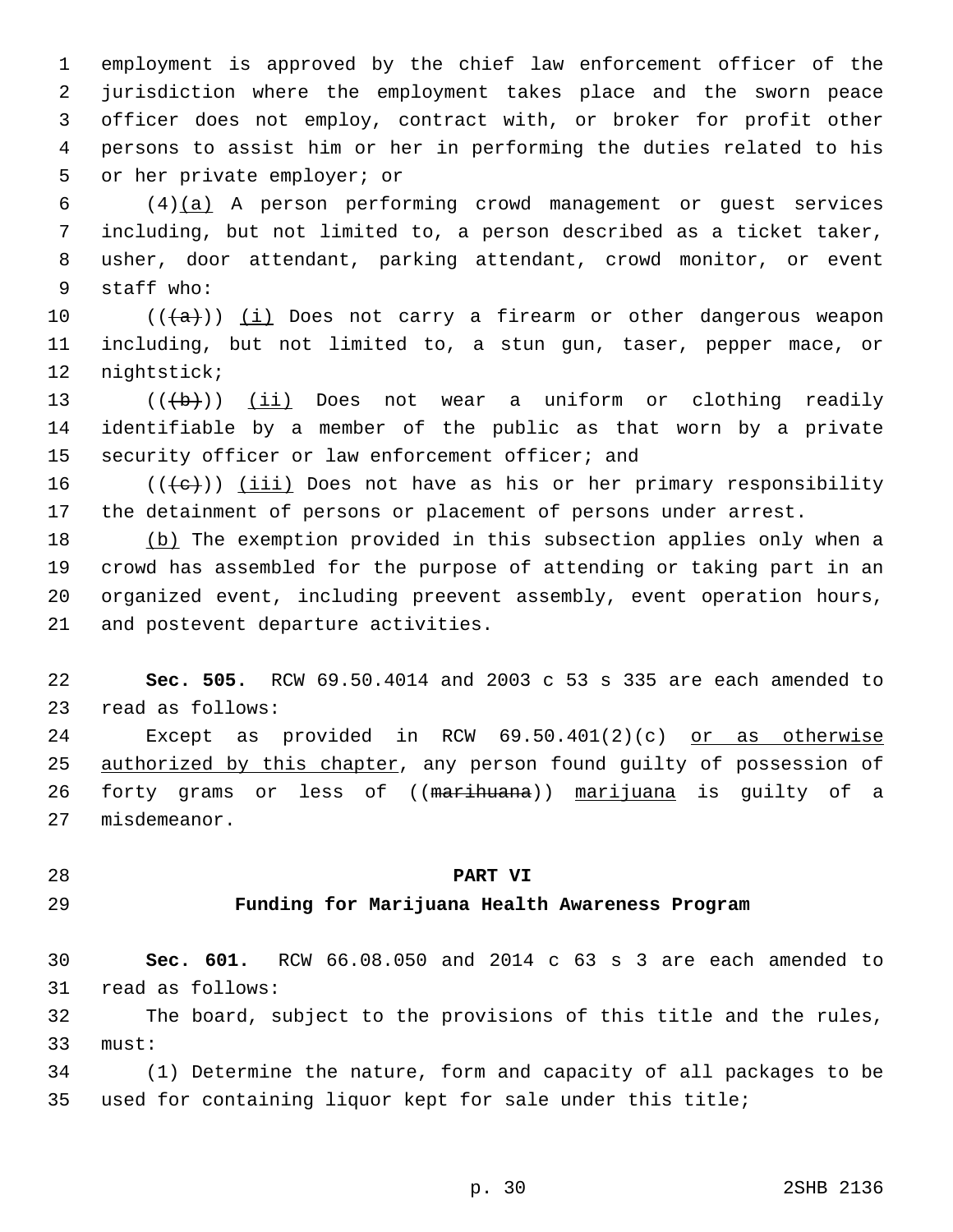employment is approved by the chief law enforcement officer of the jurisdiction where the employment takes place and the sworn peace officer does not employ, contract with, or broker for profit other persons to assist him or her in performing the duties related to his or her private employer; or

(4)(a) A person performing crowd management or guest services including, but not limited to, a person described as a ticket taker, usher, door attendant, parking attendant, crowd monitor, or event staff who:

(((a))) (i) Does not carry a firearm or other dangerous weapon including, but not limited to, a stun gun, taser, pepper mace, or nightstick;

(((b))) (ii) Does not wear a uniform or clothing readily identifiable by a member of the public as that worn by a private security officer or law enforcement officer; and

(((c))) (iii) Does not have as his or her primary responsibility the detainment of persons or placement of persons under arrest.

(b) The exemption provided in this subsection applies only when a crowd has assembled for the purpose of attending or taking part in an organized event, including preevent assembly, event operation hours, and postevent departure activities.

**Sec. 505.** RCW 69.50.4014 and 2003 c 53 s 335 are each amended to read as follows:

Except as provided in RCW 69.50.401(2)(c) or as otherwise authorized by this chapter, any person found guilty of possession of forty grams or less of ((marihuana)) marijuana is guilty of a misdemeanor.

## PART VI
## Funding for Marijuana Health Awareness Program

**Sec. 601.** RCW 66.08.050 and 2014 c 63 s 3 are each amended to read as follows:

The board, subject to the provisions of this title and the rules, must:

(1) Determine the nature, form and capacity of all packages to be used for containing liquor kept for sale under this title;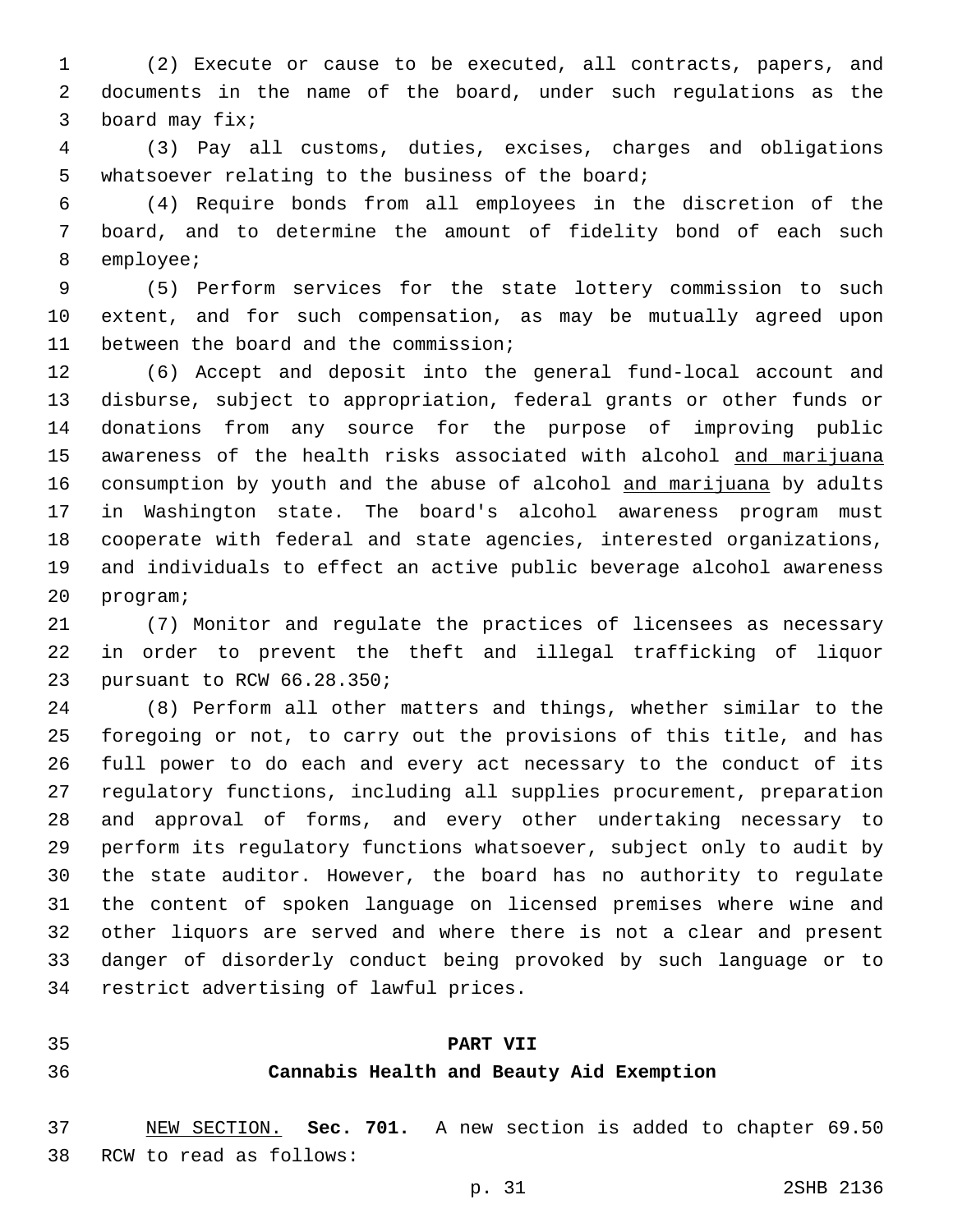(2) Execute or cause to be executed, all contracts, papers, and documents in the name of the board, under such regulations as the board may fix;

(3) Pay all customs, duties, excises, charges and obligations whatsoever relating to the business of the board;

(4) Require bonds from all employees in the discretion of the board, and to determine the amount of fidelity bond of each such employee;

(5) Perform services for the state lottery commission to such extent, and for such compensation, as may be mutually agreed upon between the board and the commission;

(6) Accept and deposit into the general fund-local account and disburse, subject to appropriation, federal grants or other funds or donations from any source for the purpose of improving public awareness of the health risks associated with alcohol <u>and marijuana</u> consumption by youth and the abuse of alcohol <u>and marijuana</u> by adults in Washington state. The board's alcohol awareness program must cooperate with federal and state agencies, interested organizations, and individuals to effect an active public beverage alcohol awareness program;

(7) Monitor and regulate the practices of licensees as necessary in order to prevent the theft and illegal trafficking of liquor pursuant to RCW 66.28.350;

(8) Perform all other matters and things, whether similar to the foregoing or not, to carry out the provisions of this title, and has full power to do each and every act necessary to the conduct of its regulatory functions, including all supplies procurement, preparation and approval of forms, and every other undertaking necessary to perform its regulatory functions whatsoever, subject only to audit by the state auditor. However, the board has no authority to regulate the content of spoken language on licensed premises where wine and other liquors are served and where there is not a clear and present danger of disorderly conduct being provoked by such language or to restrict advertising of lawful prices.

## PART VII
## Cannabis Health and Beauty Aid Exemption

<u>NEW SECTION.</u> **Sec. 701.** A new section is added to chapter 69.50 RCW to read as follows: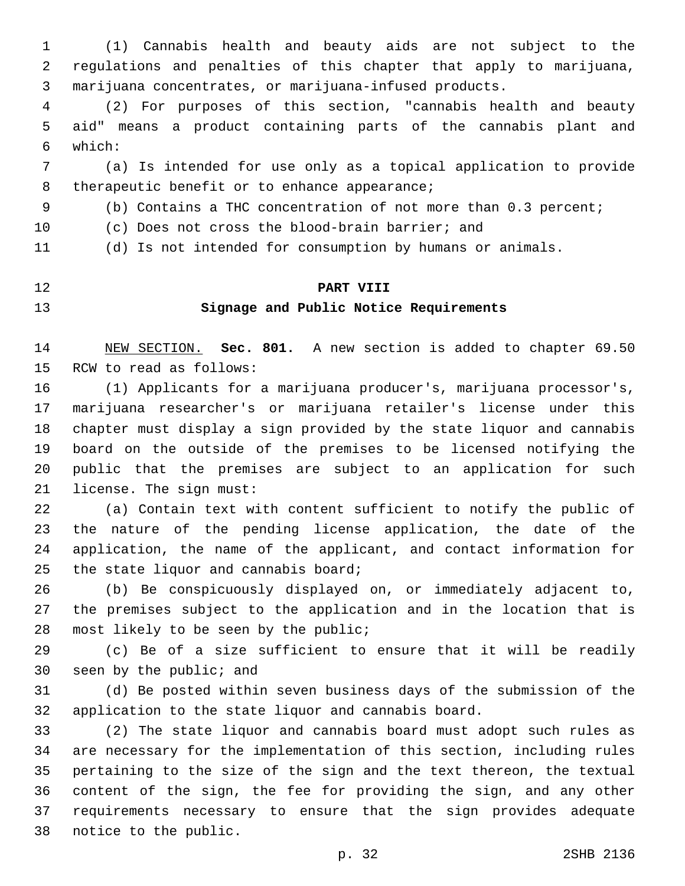(1) Cannabis health and beauty aids are not subject to the regulations and penalties of this chapter that apply to marijuana, marijuana concentrates, or marijuana-infused products.

(2) For purposes of this section, "cannabis health and beauty aid" means a product containing parts of the cannabis plant and which:

(a) Is intended for use only as a topical application to provide therapeutic benefit or to enhance appearance;

(b) Contains a THC concentration of not more than 0.3 percent;

(c) Does not cross the blood-brain barrier; and

(d) Is not intended for consumption by humans or animals.

## PART VIII
## Signage and Public Notice Requirements

NEW SECTION. **Sec. 801.** A new section is added to chapter 69.50 RCW to read as follows:

(1) Applicants for a marijuana producer's, marijuana processor's, marijuana researcher's or marijuana retailer's license under this chapter must display a sign provided by the state liquor and cannabis board on the outside of the premises to be licensed notifying the public that the premises are subject to an application for such license. The sign must:

(a) Contain text with content sufficient to notify the public of the nature of the pending license application, the date of the application, the name of the applicant, and contact information for the state liquor and cannabis board;

(b) Be conspicuously displayed on, or immediately adjacent to, the premises subject to the application and in the location that is most likely to be seen by the public;

(c) Be of a size sufficient to ensure that it will be readily seen by the public; and

(d) Be posted within seven business days of the submission of the application to the state liquor and cannabis board.

(2) The state liquor and cannabis board must adopt such rules as are necessary for the implementation of this section, including rules pertaining to the size of the sign and the text thereon, the textual content of the sign, the fee for providing the sign, and any other requirements necessary to ensure that the sign provides adequate notice to the public.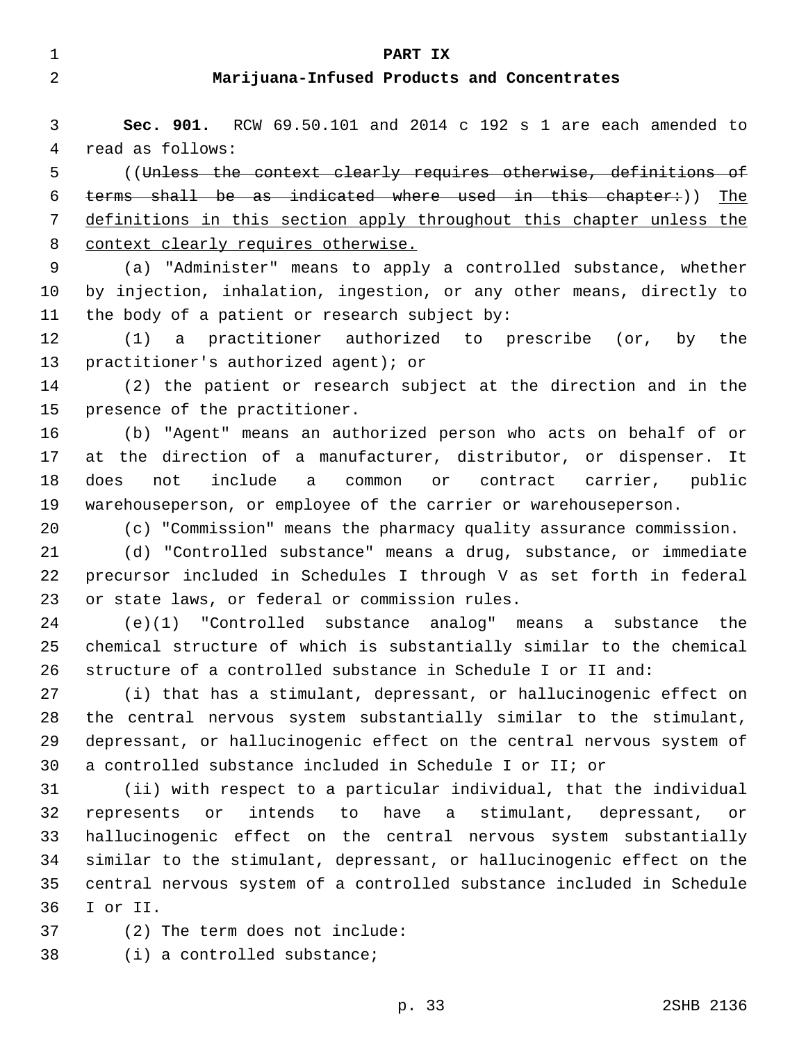# PART IX

## Marijuana-Infused Products and Concentrates

**Sec. 901.** RCW 69.50.101 and 2014 c 192 s 1 are each amended to read as follows:

((~~Unless the context clearly requires otherwise, definitions of terms shall be as indicated where used in this chapter:~~)) The definitions in this section apply throughout this chapter unless the context clearly requires otherwise.

(a) "Administer" means to apply a controlled substance, whether by injection, inhalation, ingestion, or any other means, directly to the body of a patient or research subject by:

(1) a practitioner authorized to prescribe (or, by the practitioner's authorized agent); or

(2) the patient or research subject at the direction and in the presence of the practitioner.

(b) "Agent" means an authorized person who acts on behalf of or at the direction of a manufacturer, distributor, or dispenser. It does not include a common or contract carrier, public warehouseperson, or employee of the carrier or warehouseperson.

(c) "Commission" means the pharmacy quality assurance commission.

(d) "Controlled substance" means a drug, substance, or immediate precursor included in Schedules I through V as set forth in federal or state laws, or federal or commission rules.

(e)(1) "Controlled substance analog" means a substance the chemical structure of which is substantially similar to the chemical structure of a controlled substance in Schedule I or II and:

(i) that has a stimulant, depressant, or hallucinogenic effect on the central nervous system substantially similar to the stimulant, depressant, or hallucinogenic effect on the central nervous system of a controlled substance included in Schedule I or II; or

(ii) with respect to a particular individual, that the individual represents or intends to have a stimulant, depressant, or hallucinogenic effect on the central nervous system substantially similar to the stimulant, depressant, or hallucinogenic effect on the central nervous system of a controlled substance included in Schedule I or II.

(2) The term does not include:

(i) a controlled substance;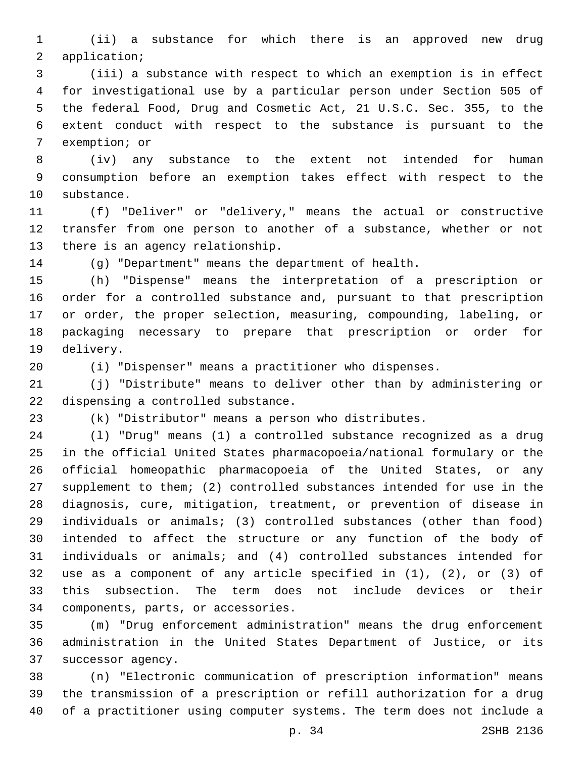(ii) a substance for which there is an approved new drug application;

(iii) a substance with respect to which an exemption is in effect for investigational use by a particular person under Section 505 of the federal Food, Drug and Cosmetic Act, 21 U.S.C. Sec. 355, to the extent conduct with respect to the substance is pursuant to the exemption; or

(iv) any substance to the extent not intended for human consumption before an exemption takes effect with respect to the substance.

(f) "Deliver" or "delivery," means the actual or constructive transfer from one person to another of a substance, whether or not there is an agency relationship.

(g) "Department" means the department of health.

(h) "Dispense" means the interpretation of a prescription or order for a controlled substance and, pursuant to that prescription or order, the proper selection, measuring, compounding, labeling, or packaging necessary to prepare that prescription or order for delivery.

(i) "Dispenser" means a practitioner who dispenses.

(j) "Distribute" means to deliver other than by administering or dispensing a controlled substance.

(k) "Distributor" means a person who distributes.

(l) "Drug" means (1) a controlled substance recognized as a drug in the official United States pharmacopoeia/national formulary or the official homeopathic pharmacopoeia of the United States, or any supplement to them; (2) controlled substances intended for use in the diagnosis, cure, mitigation, treatment, or prevention of disease in individuals or animals; (3) controlled substances (other than food) intended to affect the structure or any function of the body of individuals or animals; and (4) controlled substances intended for use as a component of any article specified in (1), (2), or (3) of this subsection. The term does not include devices or their components, parts, or accessories.

(m) "Drug enforcement administration" means the drug enforcement administration in the United States Department of Justice, or its successor agency.

(n) "Electronic communication of prescription information" means the transmission of a prescription or refill authorization for a drug of a practitioner using computer systems. The term does not include a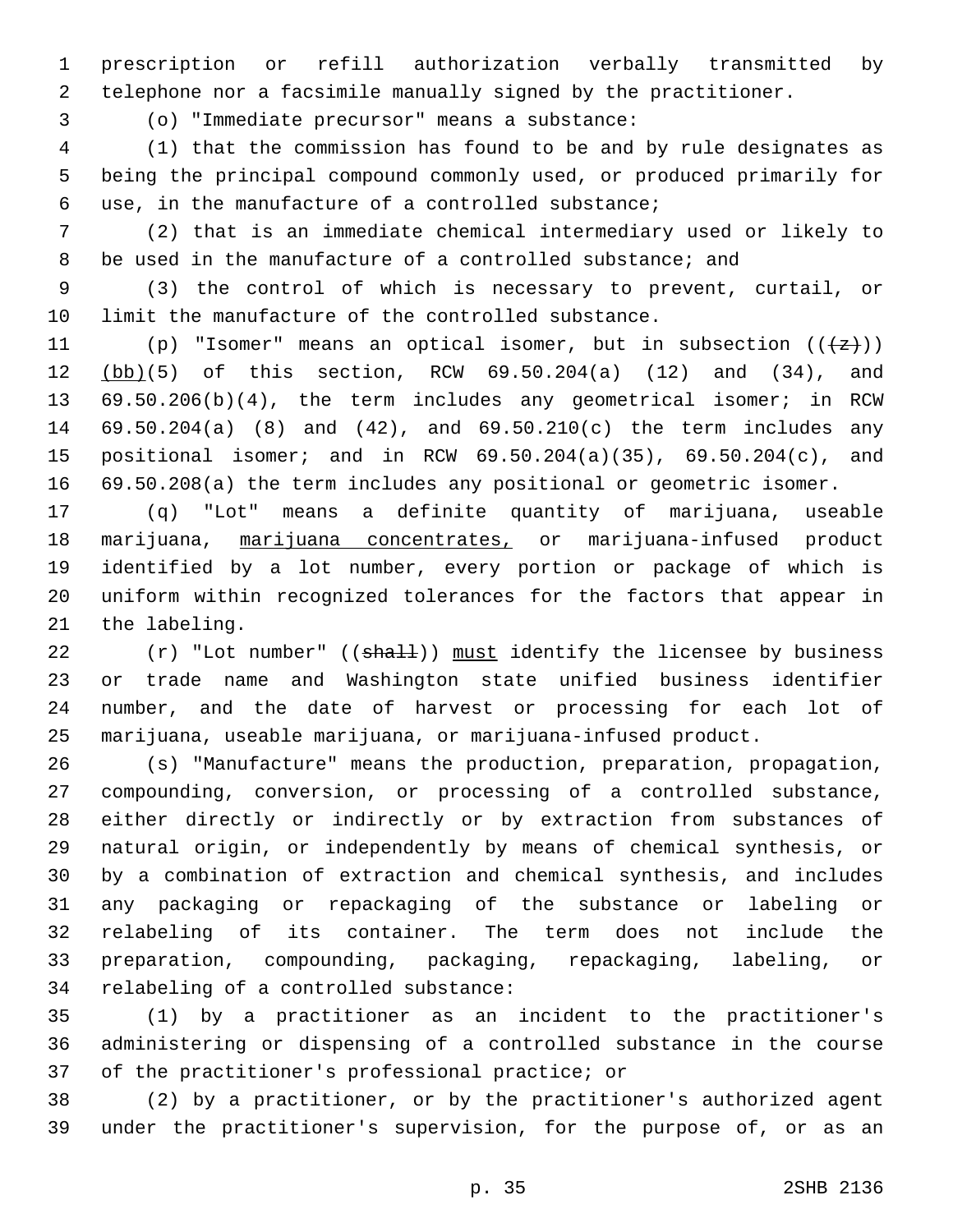prescription or refill authorization verbally transmitted by telephone nor a facsimile manually signed by the practitioner.

(o) "Immediate precursor" means a substance:

(1) that the commission has found to be and by rule designates as being the principal compound commonly used, or produced primarily for use, in the manufacture of a controlled substance;

(2) that is an immediate chemical intermediary used or likely to be used in the manufacture of a controlled substance; and

(3) the control of which is necessary to prevent, curtail, or limit the manufacture of the controlled substance.

(p) "Isomer" means an optical isomer, but in subsection (((z))) (bb)(5) of this section, RCW 69.50.204(a) (12) and (34), and 69.50.206(b)(4), the term includes any geometrical isomer; in RCW 69.50.204(a) (8) and (42), and 69.50.210(c) the term includes any positional isomer; and in RCW 69.50.204(a)(35), 69.50.204(c), and 69.50.208(a) the term includes any positional or geometric isomer.

(q) "Lot" means a definite quantity of marijuana, useable marijuana, marijuana concentrates, or marijuana-infused product identified by a lot number, every portion or package of which is uniform within recognized tolerances for the factors that appear in the labeling.

(r) "Lot number" ((shall)) must identify the licensee by business or trade name and Washington state unified business identifier number, and the date of harvest or processing for each lot of marijuana, useable marijuana, or marijuana-infused product.

(s) "Manufacture" means the production, preparation, propagation, compounding, conversion, or processing of a controlled substance, either directly or indirectly or by extraction from substances of natural origin, or independently by means of chemical synthesis, or by a combination of extraction and chemical synthesis, and includes any packaging or repackaging of the substance or labeling or relabeling of its container. The term does not include the preparation, compounding, packaging, repackaging, labeling, or relabeling of a controlled substance:

(1) by a practitioner as an incident to the practitioner's administering or dispensing of a controlled substance in the course of the practitioner's professional practice; or

(2) by a practitioner, or by the practitioner's authorized agent under the practitioner's supervision, for the purpose of, or as an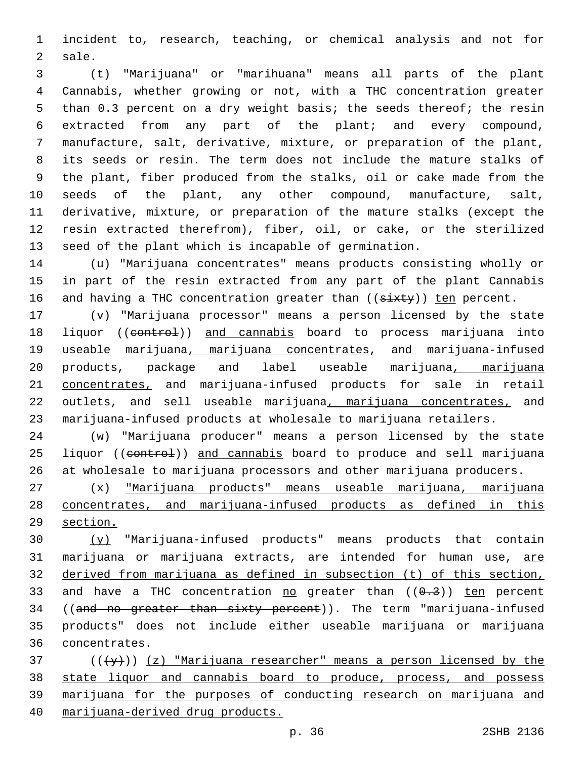incident to, research, teaching, or chemical analysis and not for sale.

(t) "Marijuana" or "marihuana" means all parts of the plant Cannabis, whether growing or not, with a THC concentration greater than 0.3 percent on a dry weight basis; the seeds thereof; the resin extracted from any part of the plant; and every compound, manufacture, salt, derivative, mixture, or preparation of the plant, its seeds or resin. The term does not include the mature stalks of the plant, fiber produced from the stalks, oil or cake made from the seeds of the plant, any other compound, manufacture, salt, derivative, mixture, or preparation of the mature stalks (except the resin extracted therefrom), fiber, oil, or cake, or the sterilized seed of the plant which is incapable of germination.

(u) "Marijuana concentrates" means products consisting wholly or in part of the resin extracted from any part of the plant Cannabis and having a THC concentration greater than ((~~sixty~~)) <u>ten</u> percent.

(v) "Marijuana processor" means a person licensed by the state liquor ((~~control~~)) <u>and cannabis</u> board to process marijuana into useable marijuana<u>, marijuana concentrates,</u> and marijuana-infused products, package and label useable marijuana<u>, marijuana concentrates,</u> and marijuana-infused products for sale in retail outlets, and sell useable marijuana<u>, marijuana concentrates,</u> and marijuana-infused products at wholesale to marijuana retailers.

(w) "Marijuana producer" means a person licensed by the state liquor ((~~control~~)) <u>and cannabis</u> board to produce and sell marijuana at wholesale to marijuana processors and other marijuana producers.

(x) <u>"Marijuana products" means useable marijuana, marijuana concentrates, and marijuana-infused products as defined in this section.</u>

<u>(y)</u> "Marijuana-infused products" means products that contain marijuana or marijuana extracts, are intended for human use, <u>are derived from marijuana as defined in subsection (t) of this section,</u> and have a THC concentration <u>no</u> greater than ((~~0.3~~)) <u>ten</u> percent ((~~and no greater than sixty percent~~)). The term "marijuana-infused products" does not include either useable marijuana or marijuana concentrates.

((~~(y)~~)) <u>(z) "Marijuana researcher" means a person licensed by the state liquor and cannabis board to produce, process, and possess marijuana for the purposes of conducting research on marijuana and marijuana-derived drug products.</u>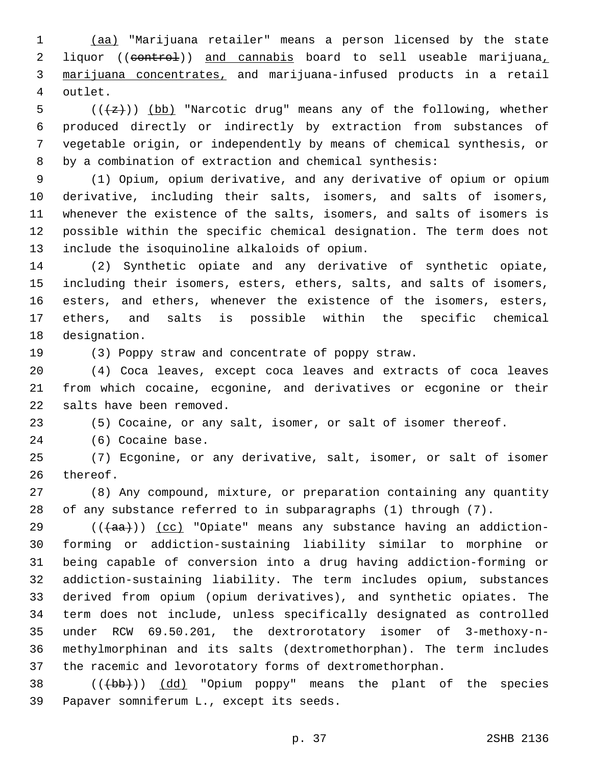(aa) "Marijuana retailer" means a person licensed by the state liquor ((control)) and cannabis board to sell useable marijuana, marijuana concentrates, and marijuana-infused products in a retail outlet.

(((z))) (bb) "Narcotic drug" means any of the following, whether produced directly or indirectly by extraction from substances of vegetable origin, or independently by means of chemical synthesis, or by a combination of extraction and chemical synthesis:

(1) Opium, opium derivative, and any derivative of opium or opium derivative, including their salts, isomers, and salts of isomers, whenever the existence of the salts, isomers, and salts of isomers is possible within the specific chemical designation. The term does not include the isoquinoline alkaloids of opium.

(2) Synthetic opiate and any derivative of synthetic opiate, including their isomers, esters, ethers, salts, and salts of isomers, esters, and ethers, whenever the existence of the isomers, esters, ethers, and salts is possible within the specific chemical designation.

(3) Poppy straw and concentrate of poppy straw.

(4) Coca leaves, except coca leaves and extracts of coca leaves from which cocaine, ecgonine, and derivatives or ecgonine or their salts have been removed.

(5) Cocaine, or any salt, isomer, or salt of isomer thereof.

(6) Cocaine base.

(7) Ecgonine, or any derivative, salt, isomer, or salt of isomer thereof.

(8) Any compound, mixture, or preparation containing any quantity of any substance referred to in subparagraphs (1) through (7).

(((aa))) (cc) "Opiate" means any substance having an addiction-forming or addiction-sustaining liability similar to morphine or being capable of conversion into a drug having addiction-forming or addiction-sustaining liability. The term includes opium, substances derived from opium (opium derivatives), and synthetic opiates. The term does not include, unless specifically designated as controlled under RCW 69.50.201, the dextrorotatory isomer of 3-methoxy-n-methylmorphinan and its salts (dextromethorphan). The term includes the racemic and levorotatory forms of dextromethorphan.

(((bb))) (dd) "Opium poppy" means the plant of the species Papaver somniferum L., except its seeds.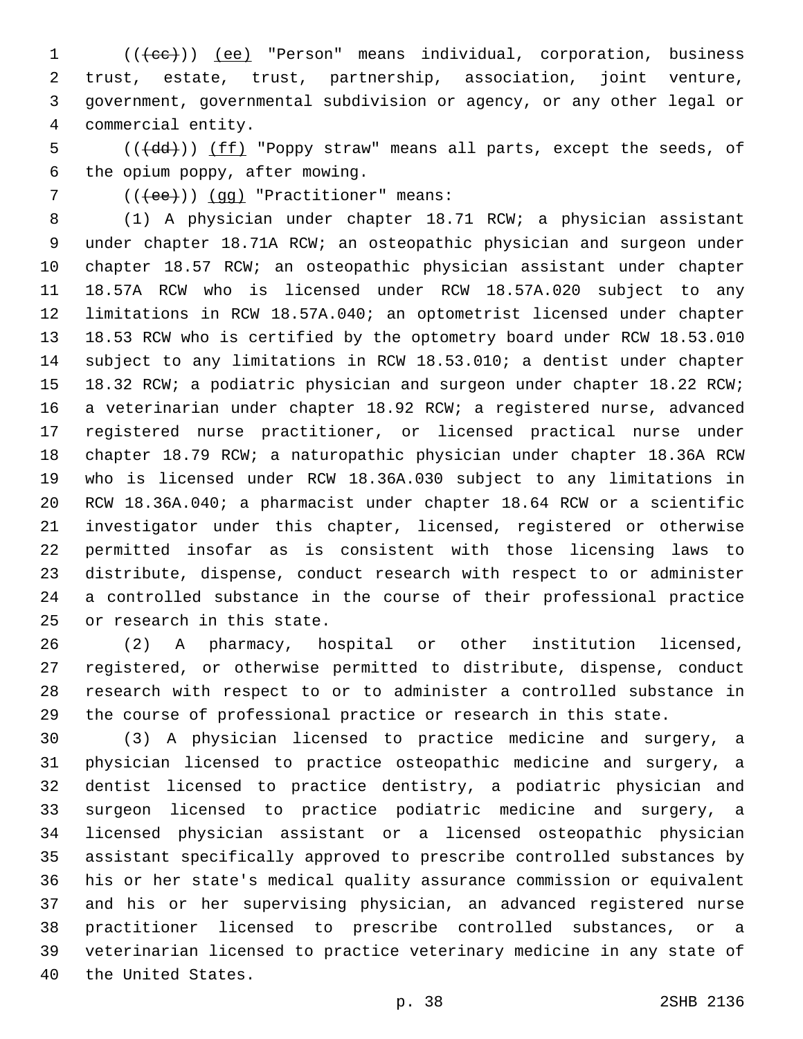(((cc))) (ee) "Person" means individual, corporation, business trust, estate, trust, partnership, association, joint venture, government, governmental subdivision or agency, or any other legal or commercial entity.

(((dd))) (ff) "Poppy straw" means all parts, except the seeds, of the opium poppy, after mowing.

(((ee))) (gg) "Practitioner" means:

(1) A physician under chapter 18.71 RCW; a physician assistant under chapter 18.71A RCW; an osteopathic physician and surgeon under chapter 18.57 RCW; an osteopathic physician assistant under chapter 18.57A RCW who is licensed under RCW 18.57A.020 subject to any limitations in RCW 18.57A.040; an optometrist licensed under chapter 18.53 RCW who is certified by the optometry board under RCW 18.53.010 subject to any limitations in RCW 18.53.010; a dentist under chapter 18.32 RCW; a podiatric physician and surgeon under chapter 18.22 RCW; a veterinarian under chapter 18.92 RCW; a registered nurse, advanced registered nurse practitioner, or licensed practical nurse under chapter 18.79 RCW; a naturopathic physician under chapter 18.36A RCW who is licensed under RCW 18.36A.030 subject to any limitations in RCW 18.36A.040; a pharmacist under chapter 18.64 RCW or a scientific investigator under this chapter, licensed, registered or otherwise permitted insofar as is consistent with those licensing laws to distribute, dispense, conduct research with respect to or administer a controlled substance in the course of their professional practice or research in this state.

(2) A pharmacy, hospital or other institution licensed, registered, or otherwise permitted to distribute, dispense, conduct research with respect to or to administer a controlled substance in the course of professional practice or research in this state.

(3) A physician licensed to practice medicine and surgery, a physician licensed to practice osteopathic medicine and surgery, a dentist licensed to practice dentistry, a podiatric physician and surgeon licensed to practice podiatric medicine and surgery, a licensed physician assistant or a licensed osteopathic physician assistant specifically approved to prescribe controlled substances by his or her state's medical quality assurance commission or equivalent and his or her supervising physician, an advanced registered nurse practitioner licensed to prescribe controlled substances, or a veterinarian licensed to practice veterinary medicine in any state of the United States.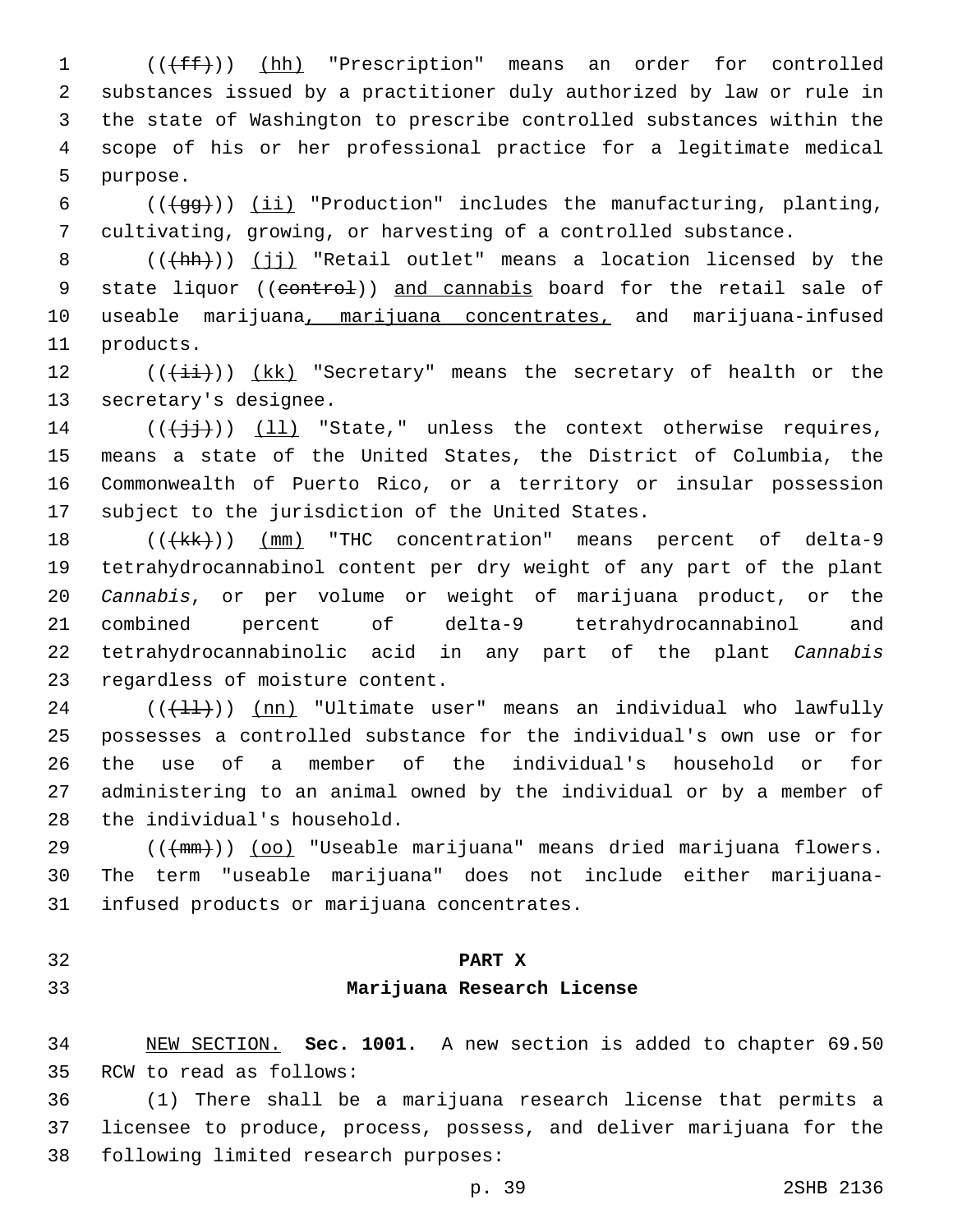((~~(ff)~~)) (hh) "Prescription" means an order for controlled substances issued by a practitioner duly authorized by law or rule in the state of Washington to prescribe controlled substances within the scope of his or her professional practice for a legitimate medical purpose.

((~~(gg)~~)) (ii) "Production" includes the manufacturing, planting, cultivating, growing, or harvesting of a controlled substance.

((~~(hh)~~)) (jj) "Retail outlet" means a location licensed by the state liquor ((~~control~~)) and cannabis board for the retail sale of useable marijuana, marijuana concentrates, and marijuana-infused products.

((~~(ii)~~)) (kk) "Secretary" means the secretary of health or the secretary's designee.

((~~(jj)~~)) (ll) "State," unless the context otherwise requires, means a state of the United States, the District of Columbia, the Commonwealth of Puerto Rico, or a territory or insular possession subject to the jurisdiction of the United States.

((~~(kk)~~)) (mm) "THC concentration" means percent of delta-9 tetrahydrocannabinol content per dry weight of any part of the plant *Cannabis*, or per volume or weight of marijuana product, or the combined percent of delta-9 tetrahydrocannabinol and tetrahydrocannabinolic acid in any part of the plant *Cannabis* regardless of moisture content.

((~~(ll)~~)) (nn) "Ultimate user" means an individual who lawfully possesses a controlled substance for the individual's own use or for the use of a member of the individual's household or for administering to an animal owned by the individual or by a member of the individual's household.

((~~(mm)~~)) (oo) "Useable marijuana" means dried marijuana flowers. The term "useable marijuana" does not include either marijuana-infused products or marijuana concentrates.

## PART X
## Marijuana Research License

NEW SECTION. **Sec. 1001.** A new section is added to chapter 69.50 RCW to read as follows:

(1) There shall be a marijuana research license that permits a licensee to produce, process, possess, and deliver marijuana for the following limited research purposes: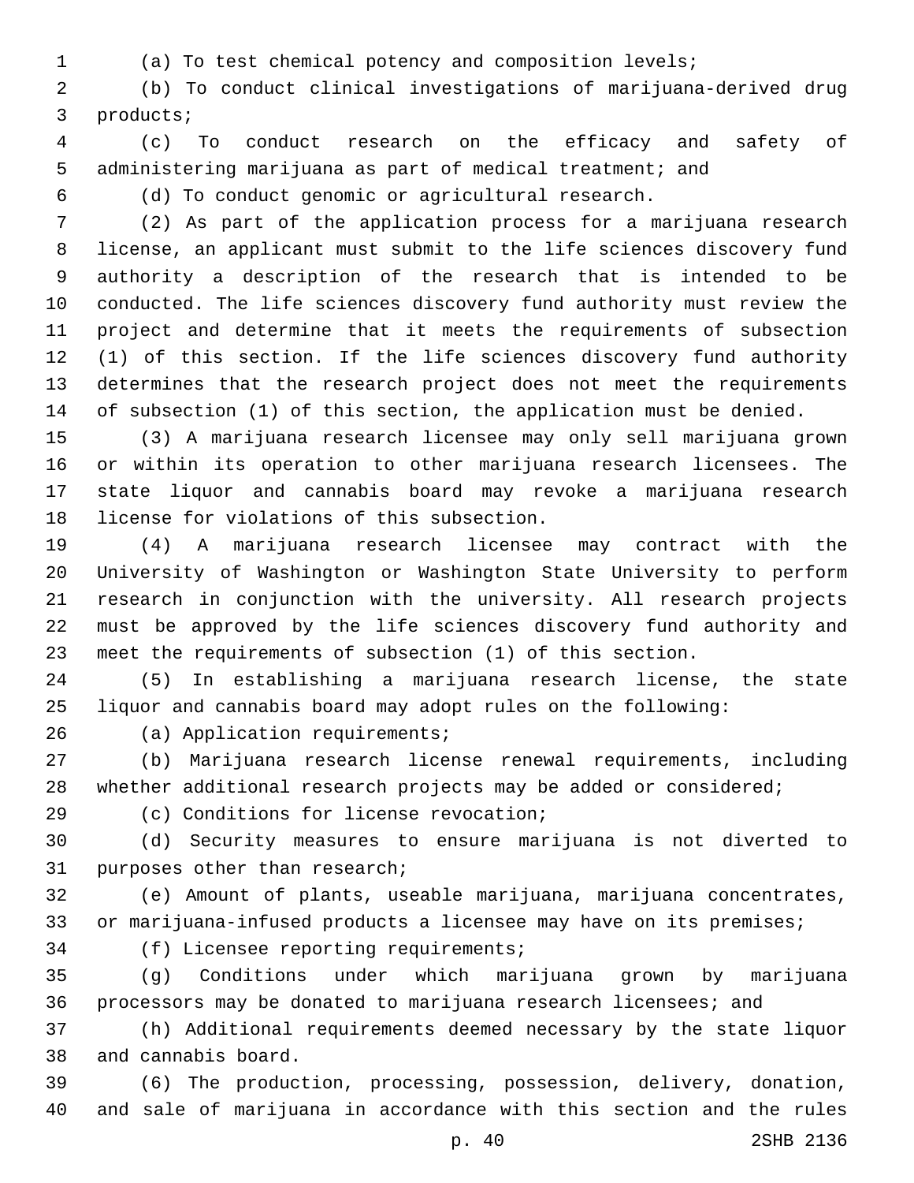(a) To test chemical potency and composition levels;

(b) To conduct clinical investigations of marijuana-derived drug products;

(c) To conduct research on the efficacy and safety of administering marijuana as part of medical treatment; and

(d) To conduct genomic or agricultural research.

(2) As part of the application process for a marijuana research license, an applicant must submit to the life sciences discovery fund authority a description of the research that is intended to be conducted. The life sciences discovery fund authority must review the project and determine that it meets the requirements of subsection (1) of this section. If the life sciences discovery fund authority determines that the research project does not meet the requirements of subsection (1) of this section, the application must be denied.

(3) A marijuana research licensee may only sell marijuana grown or within its operation to other marijuana research licensees. The state liquor and cannabis board may revoke a marijuana research license for violations of this subsection.

(4) A marijuana research licensee may contract with the University of Washington or Washington State University to perform research in conjunction with the university. All research projects must be approved by the life sciences discovery fund authority and meet the requirements of subsection (1) of this section.

(5) In establishing a marijuana research license, the state liquor and cannabis board may adopt rules on the following:

(a) Application requirements;

(b) Marijuana research license renewal requirements, including whether additional research projects may be added or considered;

(c) Conditions for license revocation;

(d) Security measures to ensure marijuana is not diverted to purposes other than research;

(e) Amount of plants, useable marijuana, marijuana concentrates, or marijuana-infused products a licensee may have on its premises;

(f) Licensee reporting requirements;

(g) Conditions under which marijuana grown by marijuana processors may be donated to marijuana research licensees; and

(h) Additional requirements deemed necessary by the state liquor and cannabis board.

(6) The production, processing, possession, delivery, donation, and sale of marijuana in accordance with this section and the rules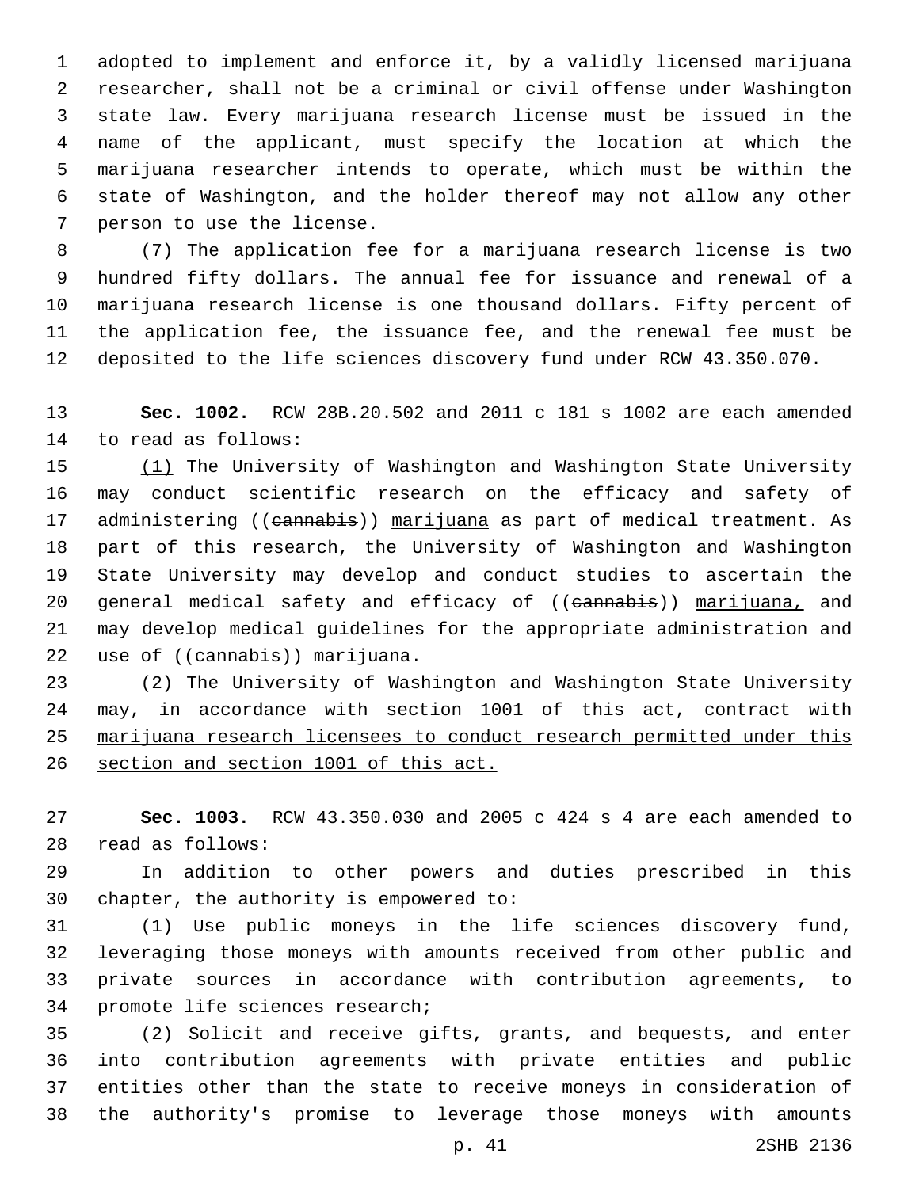adopted to implement and enforce it, by a validly licensed marijuana researcher, shall not be a criminal or civil offense under Washington state law. Every marijuana research license must be issued in the name of the applicant, must specify the location at which the marijuana researcher intends to operate, which must be within the state of Washington, and the holder thereof may not allow any other person to use the license.

(7) The application fee for a marijuana research license is two hundred fifty dollars. The annual fee for issuance and renewal of a marijuana research license is one thousand dollars. Fifty percent of the application fee, the issuance fee, and the renewal fee must be deposited to the life sciences discovery fund under RCW 43.350.070.

**Sec. 1002.** RCW 28B.20.502 and 2011 c 181 s 1002 are each amended to read as follows:

<u>(1)</u> The University of Washington and Washington State University may conduct scientific research on the efficacy and safety of administering ((~~cannabis~~)) <u>marijuana</u> as part of medical treatment. As part of this research, the University of Washington and Washington State University may develop and conduct studies to ascertain the general medical safety and efficacy of ((~~cannabis~~)) <u>marijuana,</u> and may develop medical guidelines for the appropriate administration and use of ((~~cannabis~~)) <u>marijuana</u>.

<u>(2) The University of Washington and Washington State University may, in accordance with section 1001 of this act, contract with marijuana research licensees to conduct research permitted under this section and section 1001 of this act.</u>

**Sec. 1003.** RCW 43.350.030 and 2005 c 424 s 4 are each amended to read as follows:

In addition to other powers and duties prescribed in this chapter, the authority is empowered to:

(1) Use public moneys in the life sciences discovery fund, leveraging those moneys with amounts received from other public and private sources in accordance with contribution agreements, to promote life sciences research;

(2) Solicit and receive gifts, grants, and bequests, and enter into contribution agreements with private entities and public entities other than the state to receive moneys in consideration of the authority's promise to leverage those moneys with amounts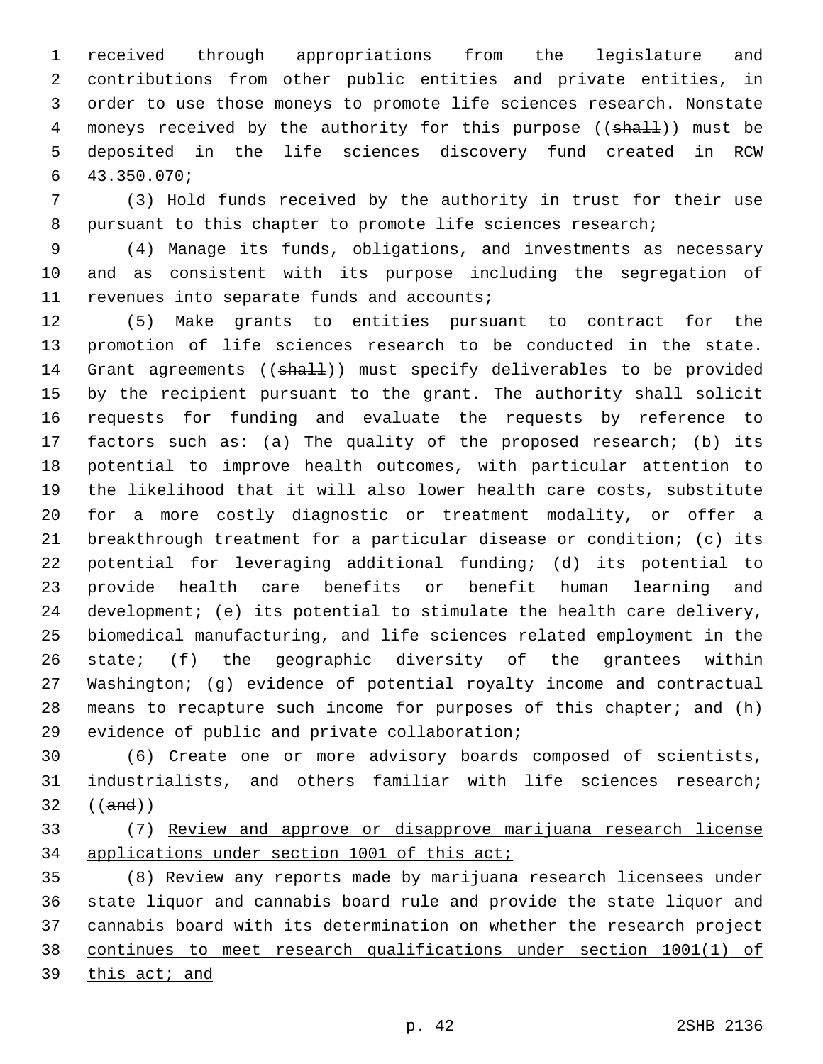received through appropriations from the legislature and contributions from other public entities and private entities, in order to use those moneys to promote life sciences research. Nonstate moneys received by the authority for this purpose ((~~shall~~)) must be deposited in the life sciences discovery fund created in RCW 43.350.070;

(3) Hold funds received by the authority in trust for their use pursuant to this chapter to promote life sciences research;

(4) Manage its funds, obligations, and investments as necessary and as consistent with its purpose including the segregation of revenues into separate funds and accounts;

(5) Make grants to entities pursuant to contract for the promotion of life sciences research to be conducted in the state. Grant agreements ((~~shall~~)) must specify deliverables to be provided by the recipient pursuant to the grant. The authority shall solicit requests for funding and evaluate the requests by reference to factors such as: (a) The quality of the proposed research; (b) its potential to improve health outcomes, with particular attention to the likelihood that it will also lower health care costs, substitute for a more costly diagnostic or treatment modality, or offer a breakthrough treatment for a particular disease or condition; (c) its potential for leveraging additional funding; (d) its potential to provide health care benefits or benefit human learning and development; (e) its potential to stimulate the health care delivery, biomedical manufacturing, and life sciences related employment in the state; (f) the geographic diversity of the grantees within Washington; (g) evidence of potential royalty income and contractual means to recapture such income for purposes of this chapter; and (h) evidence of public and private collaboration;

(6) Create one or more advisory boards composed of scientists, industrialists, and others familiar with life sciences research; ((~~and~~))

(7) Review and approve or disapprove marijuana research license applications under section 1001 of this act;

(8) Review any reports made by marijuana research licensees under state liquor and cannabis board rule and provide the state liquor and cannabis board with its determination on whether the research project continues to meet research qualifications under section 1001(1) of this act; and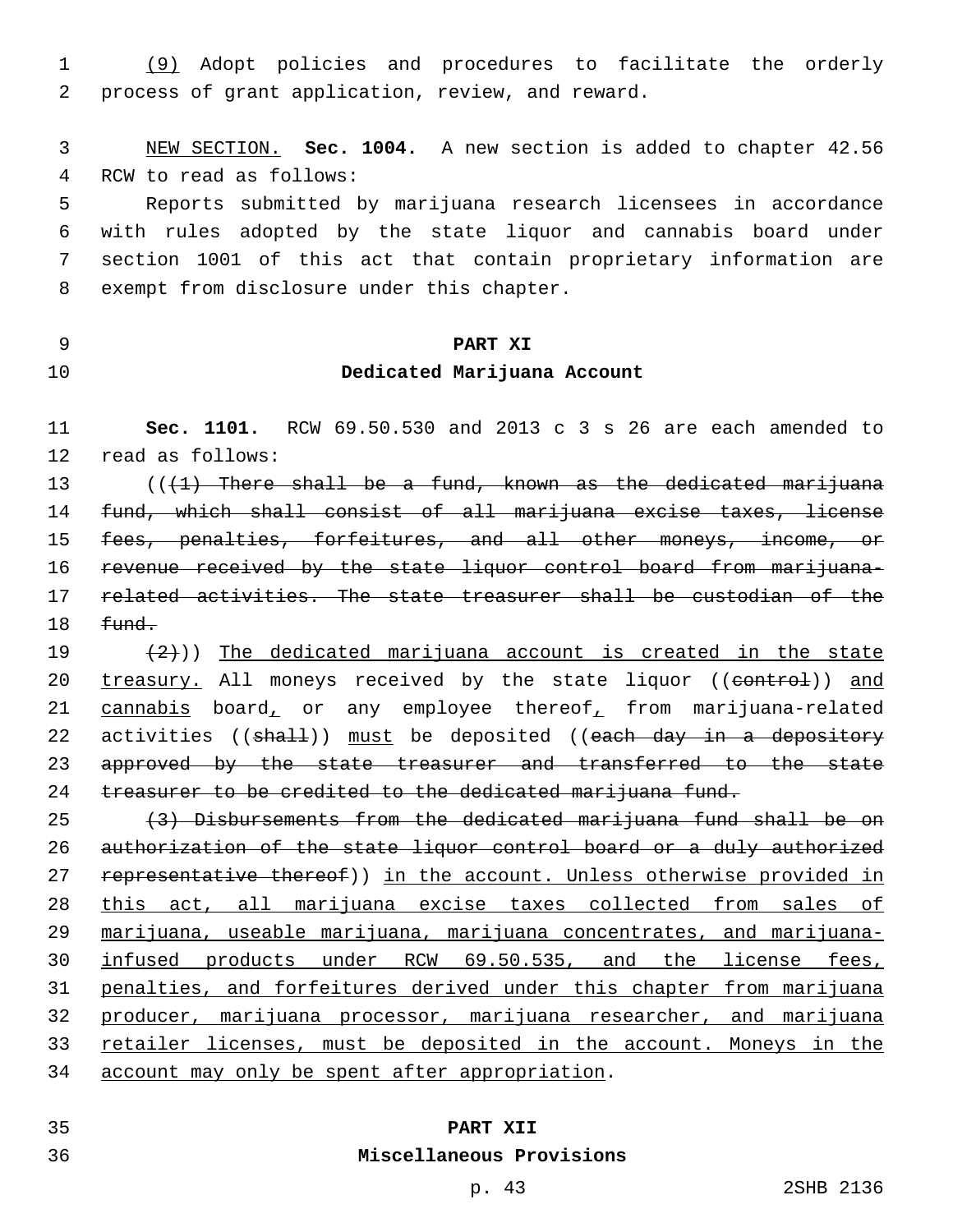(9) Adopt policies and procedures to facilitate the orderly process of grant application, review, and reward.

NEW SECTION. **Sec. 1004.** A new section is added to chapter 42.56 RCW to read as follows:

Reports submitted by marijuana research licensees in accordance with rules adopted by the state liquor and cannabis board under section 1001 of this act that contain proprietary information are exempt from disclosure under this chapter.

## PART XI
## Dedicated Marijuana Account

**Sec. 1101.** RCW 69.50.530 and 2013 c 3 s 26 are each amended to read as follows:

(((1) There shall be a fund, known as the dedicated marijuana fund, which shall consist of all marijuana excise taxes, license fees, penalties, forfeitures, and all other moneys, income, or revenue received by the state liquor control board from marijuana-related activities. The state treasurer shall be custodian of the fund.

(2))) The dedicated marijuana account is created in the state treasury. All moneys received by the state liquor ((control)) and cannabis board, or any employee thereof, from marijuana-related activities ((shall)) must be deposited ((each day in a depository approved by the state treasurer and transferred to the state treasurer to be credited to the dedicated marijuana fund.

(3) Disbursements from the dedicated marijuana fund shall be on authorization of the state liquor control board or a duly authorized representative thereof)) in the account. Unless otherwise provided in this act, all marijuana excise taxes collected from sales of marijuana, useable marijuana, marijuana concentrates, and marijuana-infused products under RCW 69.50.535, and the license fees, penalties, and forfeitures derived under this chapter from marijuana producer, marijuana processor, marijuana researcher, and marijuana retailer licenses, must be deposited in the account. Moneys in the account may only be spent after appropriation.

## PART XII
## Miscellaneous Provisions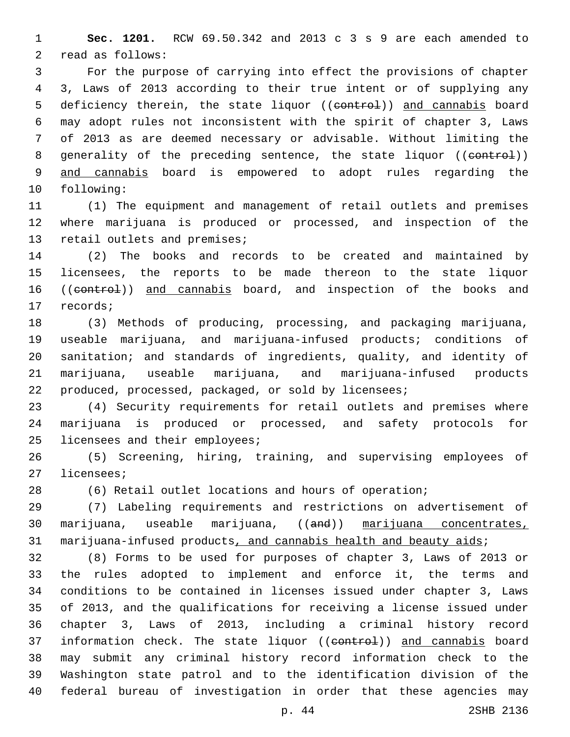**Sec. 1201.** RCW 69.50.342 and 2013 c 3 s 9 are each amended to read as follows:

For the purpose of carrying into effect the provisions of chapter 3, Laws of 2013 according to their true intent or of supplying any deficiency therein, the state liquor ((~~control~~)) <u>and cannabis</u> board may adopt rules not inconsistent with the spirit of chapter 3, Laws of 2013 as are deemed necessary or advisable. Without limiting the generality of the preceding sentence, the state liquor ((~~control~~)) <u>and cannabis</u> board is empowered to adopt rules regarding the following:

(1) The equipment and management of retail outlets and premises where marijuana is produced or processed, and inspection of the retail outlets and premises;

(2) The books and records to be created and maintained by licensees, the reports to be made thereon to the state liquor ((~~control~~)) <u>and cannabis</u> board, and inspection of the books and records;

(3) Methods of producing, processing, and packaging marijuana, useable marijuana, and marijuana-infused products; conditions of sanitation; and standards of ingredients, quality, and identity of marijuana, useable marijuana, and marijuana-infused products produced, processed, packaged, or sold by licensees;

(4) Security requirements for retail outlets and premises where marijuana is produced or processed, and safety protocols for licensees and their employees;

(5) Screening, hiring, training, and supervising employees of licensees;

(6) Retail outlet locations and hours of operation;

(7) Labeling requirements and restrictions on advertisement of marijuana, useable marijuana, ((~~and~~)) <u>marijuana concentrates,</u> marijuana-infused products<u>, and cannabis health and beauty aids</u>;

(8) Forms to be used for purposes of chapter 3, Laws of 2013 or the rules adopted to implement and enforce it, the terms and conditions to be contained in licenses issued under chapter 3, Laws of 2013, and the qualifications for receiving a license issued under chapter 3, Laws of 2013, including a criminal history record information check. The state liquor ((~~control~~)) <u>and cannabis</u> board may submit any criminal history record information check to the Washington state patrol and to the identification division of the federal bureau of investigation in order that these agencies may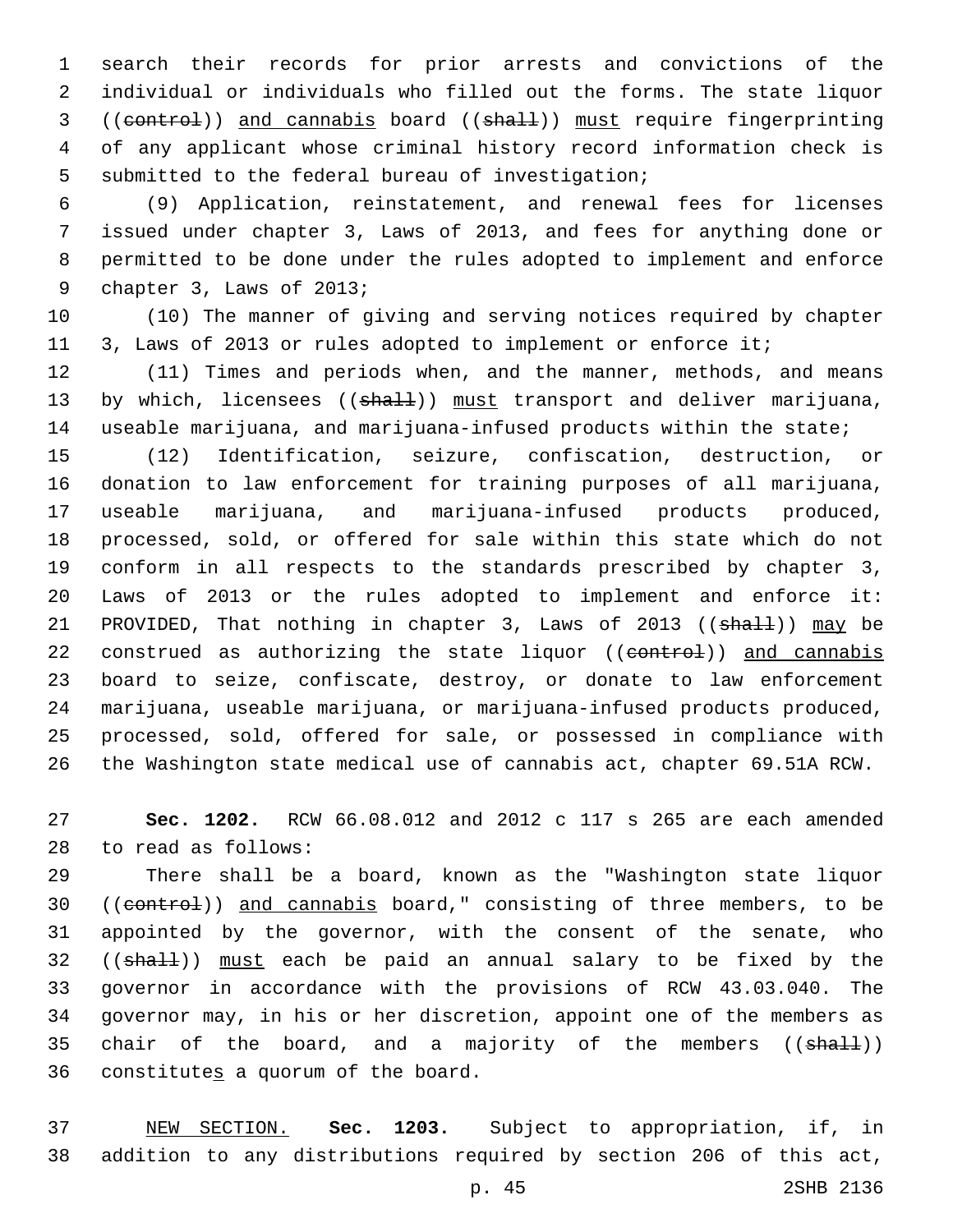search their records for prior arrests and convictions of the individual or individuals who filled out the forms. The state liquor ((~~control~~)) <u>and cannabis</u> board ((~~shall~~)) <u>must</u> require fingerprinting of any applicant whose criminal history record information check is submitted to the federal bureau of investigation;

(9) Application, reinstatement, and renewal fees for licenses issued under chapter 3, Laws of 2013, and fees for anything done or permitted to be done under the rules adopted to implement and enforce chapter 3, Laws of 2013;

(10) The manner of giving and serving notices required by chapter 3, Laws of 2013 or rules adopted to implement or enforce it;

(11) Times and periods when, and the manner, methods, and means by which, licensees ((~~shall~~)) <u>must</u> transport and deliver marijuana, useable marijuana, and marijuana-infused products within the state;

(12) Identification, seizure, confiscation, destruction, or donation to law enforcement for training purposes of all marijuana, useable marijuana, and marijuana-infused products produced, processed, sold, or offered for sale within this state which do not conform in all respects to the standards prescribed by chapter 3, Laws of 2013 or the rules adopted to implement and enforce it: PROVIDED, That nothing in chapter 3, Laws of 2013 ((~~shall~~)) <u>may</u> be construed as authorizing the state liquor ((~~control~~)) <u>and cannabis</u> board to seize, confiscate, destroy, or donate to law enforcement marijuana, useable marijuana, or marijuana-infused products produced, processed, sold, offered for sale, or possessed in compliance with the Washington state medical use of cannabis act, chapter 69.51A RCW.

**Sec. 1202.** RCW 66.08.012 and 2012 c 117 s 265 are each amended to read as follows:

There shall be a board, known as the "Washington state liquor ((~~control~~)) <u>and cannabis</u> board," consisting of three members, to be appointed by the governor, with the consent of the senate, who ((~~shall~~)) <u>must</u> each be paid an annual salary to be fixed by the governor in accordance with the provisions of RCW 43.03.040. The governor may, in his or her discretion, appoint one of the members as chair of the board, and a majority of the members ((~~shall~~)) constitute<u>s</u> a quorum of the board.

<u>NEW SECTION.</u> **Sec. 1203.** Subject to appropriation, if, in addition to any distributions required by section 206 of this act,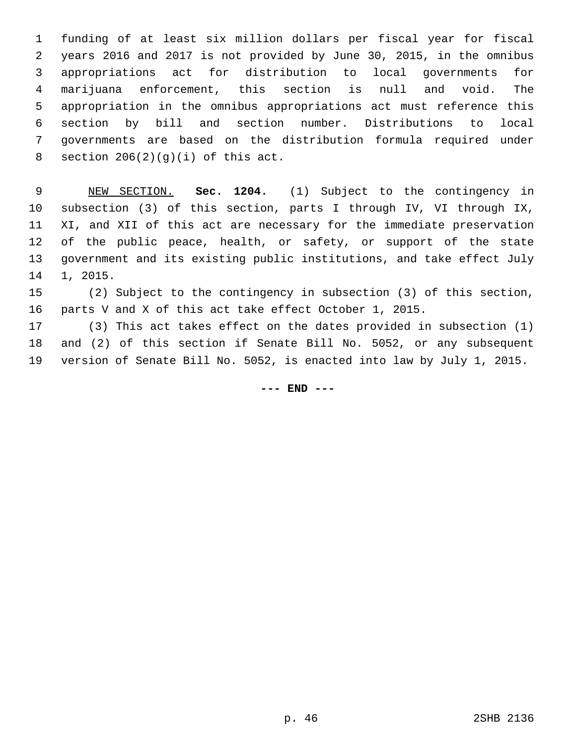funding of at least six million dollars per fiscal year for fiscal years 2016 and 2017 is not provided by June 30, 2015, in the omnibus appropriations act for distribution to local governments for marijuana enforcement, this section is null and void. The appropriation in the omnibus appropriations act must reference this section by bill and section number. Distributions to local governments are based on the distribution formula required under section 206(2)(g)(i) of this act.

NEW SECTION. **Sec. 1204.** (1) Subject to the contingency in subsection (3) of this section, parts I through IV, VI through IX, XI, and XII of this act are necessary for the immediate preservation of the public peace, health, or safety, or support of the state government and its existing public institutions, and take effect July 1, 2015.

(2) Subject to the contingency in subsection (3) of this section, parts V and X of this act take effect October 1, 2015.

(3) This act takes effect on the dates provided in subsection (1) and (2) of this section if Senate Bill No. 5052, or any subsequent version of Senate Bill No. 5052, is enacted into law by July 1, 2015.

**--- END ---**